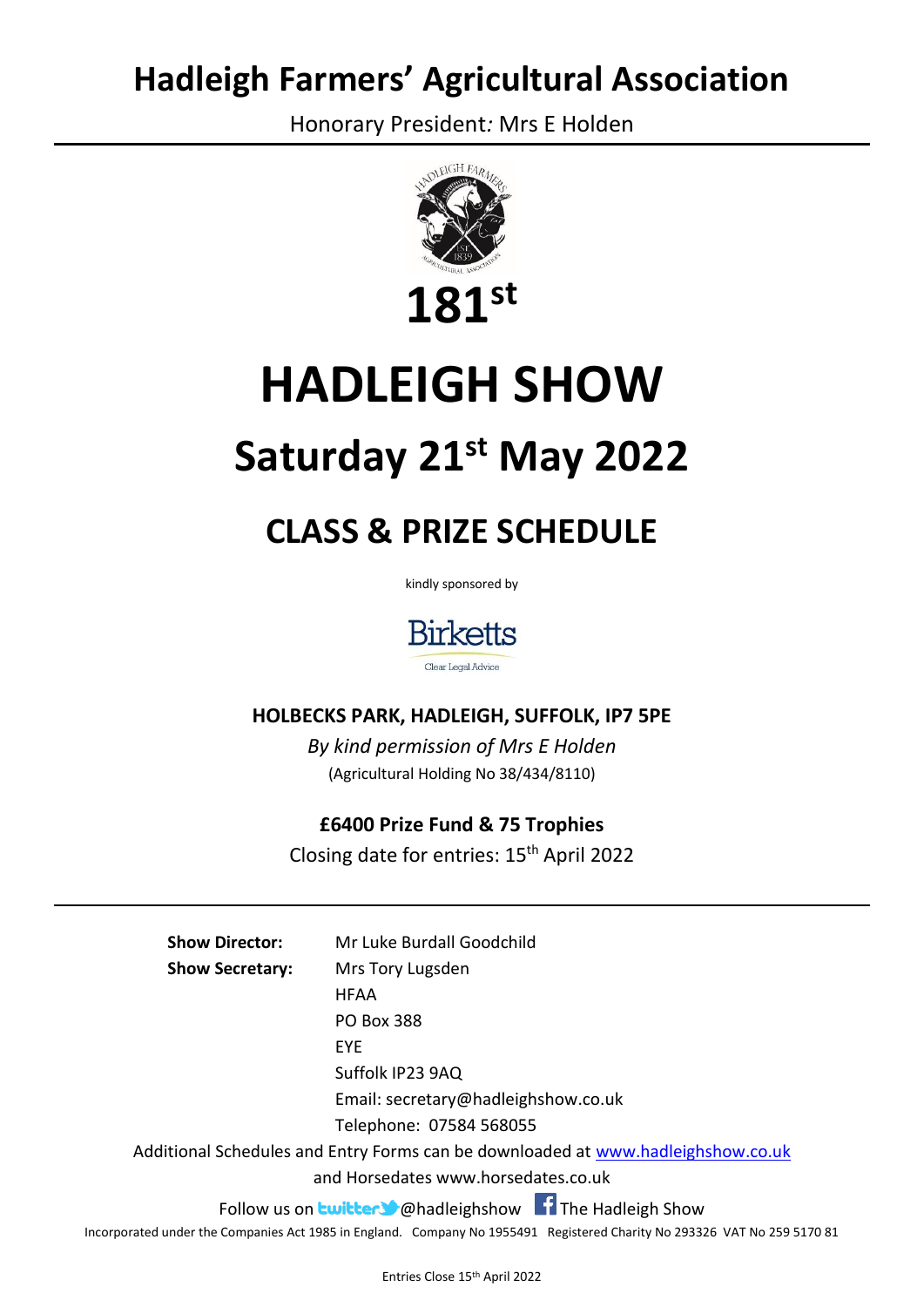# Hadleigh Farmers' Agricultural Association

Honorary President*:* Mrs E Holden

# 181st

# HADLEIGH SHOW

## Saturday 21st May 2022

## CLASS & PRIZE SCHEDULE

kindly sponsored by

Birketts
Clear Legal Advice

**HOLBECKS PARK, HADLEIGH, SUFFOLK, IP7 5PE**

*By kind permission of Mrs E Holden*

(Agricultural Holding No 38/434/8110)

**£6400 Prize Fund & 75 Trophies**

Closing date for entries: 15th April 2022

---

**Show Director:** Mr Luke Burdall Goodchild

**Show Secretary:** Mrs Tory Lugsden
HFAA
PO Box 388
EYE
Suffolk IP23 9AQ
Email: secretary@hadleighshow.co.uk
Telephone: 07584 568055

Additional Schedules and Entry Forms can be downloaded at [www.hadleighshow.co.uk](http://www.hadleighshow.co.uk) and Horsedates www.horsedates.co.uk

Follow us on twitter @hadleighshow The Hadleigh Show

Incorporated under the Companies Act 1985 in England. Company No 1955491 Registered Charity No 293326 VAT No 259 5170 81

Entries Close 15th April 2022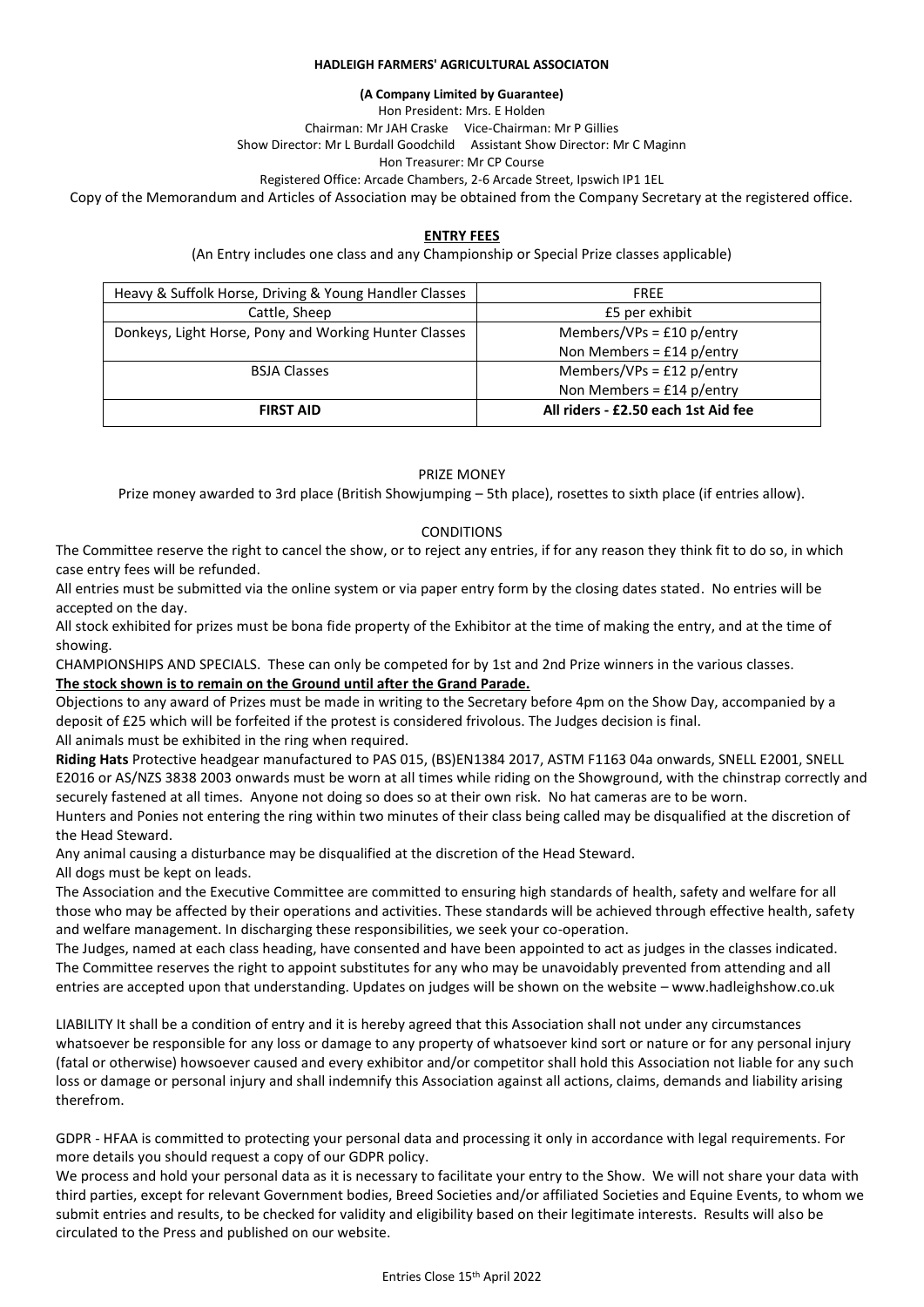**HADLEIGH FARMERS' AGRICULTURAL ASSOCIATON**

**(A Company Limited by Guarantee)**

Hon President: Mrs. E Holden

Chairman: Mr JAH Craske Vice-Chairman: Mr P Gillies

Show Director: Mr L Burdall Goodchild Assistant Show Director: Mr C Maginn

Hon Treasurer: Mr CP Course

Registered Office: Arcade Chambers, 2-6 Arcade Street, Ipswich IP1 1EL

Copy of the Memorandum and Articles of Association may be obtained from the Company Secretary at the registered office.

## ENTRY FEES

(An Entry includes one class and any Championship or Special Prize classes applicable)

| | |
|---|---|
| Heavy & Suffolk Horse, Driving & Young Handler Classes | FREE |
| Cattle, Sheep | £5 per exhibit |
| Donkeys, Light Horse, Pony and Working Hunter Classes | Members/VPs = £10 p/entry<br>Non Members = £14 p/entry |
| BSJA Classes | Members/VPs = £12 p/entry<br>Non Members = £14 p/entry |
| **FIRST AID** | **All riders - £2.50 each 1st Aid fee** |

PRIZE MONEY

Prize money awarded to 3rd place (British Showjumping – 5th place), rosettes to sixth place (if entries allow).

CONDITIONS

The Committee reserve the right to cancel the show, or to reject any entries, if for any reason they think fit to do so, in which case entry fees will be refunded.

All entries must be submitted via the online system or via paper entry form by the closing dates stated. No entries will be accepted on the day.

All stock exhibited for prizes must be bona fide property of the Exhibitor at the time of making the entry, and at the time of showing.

CHAMPIONSHIPS AND SPECIALS. These can only be competed for by 1st and 2nd Prize winners in the various classes.

**The stock shown is to remain on the Ground until after the Grand Parade.**

Objections to any award of Prizes must be made in writing to the Secretary before 4pm on the Show Day, accompanied by a deposit of £25 which will be forfeited if the protest is considered frivolous. The Judges decision is final.

All animals must be exhibited in the ring when required.

**Riding Hats** Protective headgear manufactured to PAS 015, (BS)EN1384 2017, ASTM F1163 04a onwards, SNELL E2001, SNELL E2016 or AS/NZS 3838 2003 onwards must be worn at all times while riding on the Showground, with the chinstrap correctly and securely fastened at all times. Anyone not doing so does so at their own risk. No hat cameras are to be worn.

Hunters and Ponies not entering the ring within two minutes of their class being called may be disqualified at the discretion of the Head Steward.

Any animal causing a disturbance may be disqualified at the discretion of the Head Steward.

All dogs must be kept on leads.

The Association and the Executive Committee are committed to ensuring high standards of health, safety and welfare for all those who may be affected by their operations and activities. These standards will be achieved through effective health, safety and welfare management. In discharging these responsibilities, we seek your co-operation.

The Judges, named at each class heading, have consented and have been appointed to act as judges in the classes indicated. The Committee reserves the right to appoint substitutes for any who may be unavoidably prevented from attending and all entries are accepted upon that understanding. Updates on judges will be shown on the website – www.hadleighshow.co.uk

LIABILITY It shall be a condition of entry and it is hereby agreed that this Association shall not under any circumstances whatsoever be responsible for any loss or damage to any property of whatsoever kind sort or nature or for any personal injury (fatal or otherwise) howsoever caused and every exhibitor and/or competitor shall hold this Association not liable for any such loss or damage or personal injury and shall indemnify this Association against all actions, claims, demands and liability arising therefrom.

GDPR - HFAA is committed to protecting your personal data and processing it only in accordance with legal requirements. For more details you should request a copy of our GDPR policy.

We process and hold your personal data as it is necessary to facilitate your entry to the Show. We will not share your data with third parties, except for relevant Government bodies, Breed Societies and/or affiliated Societies and Equine Events, to whom we submit entries and results, to be checked for validity and eligibility based on their legitimate interests. Results will also be circulated to the Press and published on our website.

Entries Close 15th April 2022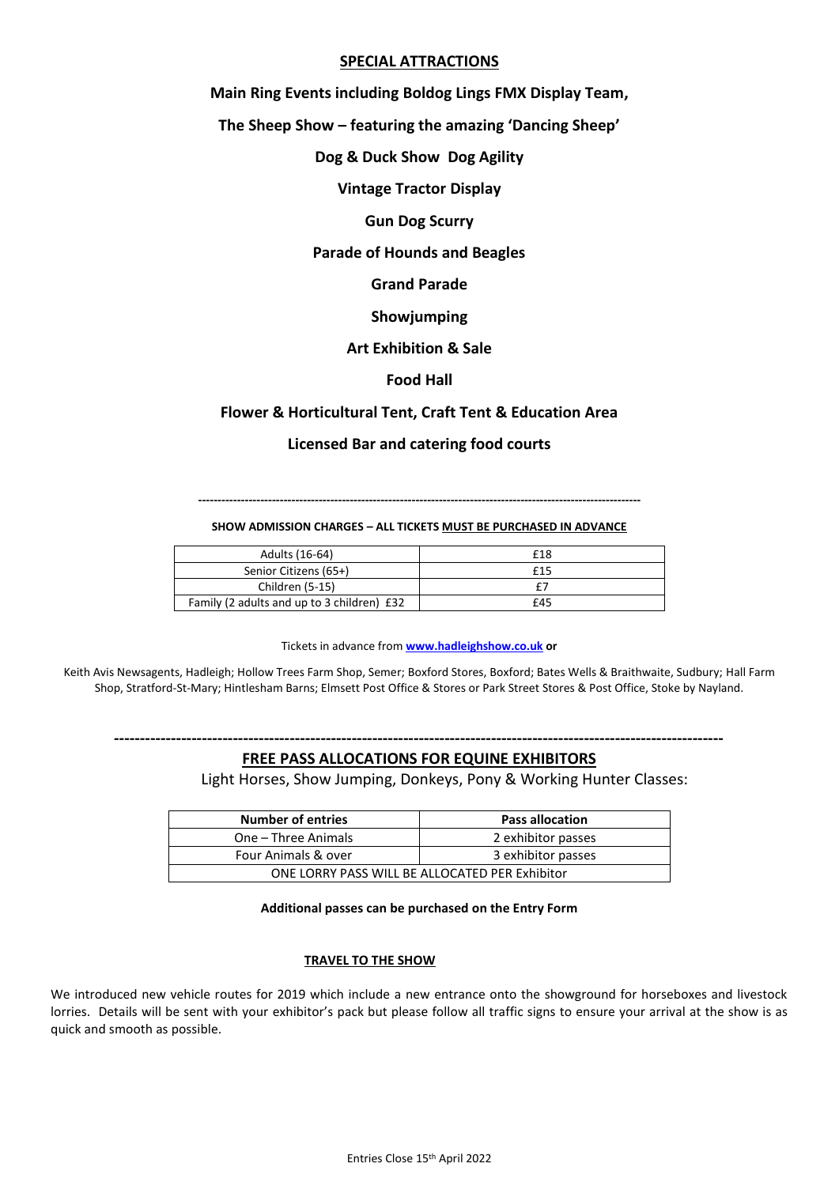## SPECIAL ATTRACTIONS

**Main Ring Events including Boldog Lings FMX Display Team,**

**The Sheep Show – featuring the amazing 'Dancing Sheep'**

**Dog & Duck Show Dog Agility**

**Vintage Tractor Display**

**Gun Dog Scurry**

**Parade of Hounds and Beagles**

**Grand Parade**

**Showjumping**

**Art Exhibition & Sale**

**Food Hall**

**Flower & Horticultural Tent, Craft Tent & Education Area**

**Licensed Bar and catering food courts**

---

**SHOW ADMISSION CHARGES – ALL TICKETS MUST BE PURCHASED IN ADVANCE**

| | |
|---|---|
| Adults (16-64) | £18 |
| Senior Citizens (65+) | £15 |
| Children (5-15) | £7 |
| Family (2 adults and up to 3 children) £32 | £45 |

Tickets in advance from **[www.hadleighshow.co.uk](http://www.hadleighshow.co.uk) or**

Keith Avis Newsagents, Hadleigh; Hollow Trees Farm Shop, Semer; Boxford Stores, Boxford; Bates Wells & Braithwaite, Sudbury; Hall Farm Shop, Stratford-St-Mary; Hintlesham Barns; Elmsett Post Office & Stores or Park Street Stores & Post Office, Stoke by Nayland.

---

## FREE PASS ALLOCATIONS FOR EQUINE EXHIBITORS

Light Horses, Show Jumping, Donkeys, Pony & Working Hunter Classes:

| Number of entries | Pass allocation |
|---|---|
| One – Three Animals | 2 exhibitor passes |
| Four Animals & over | 3 exhibitor passes |
| ONE LORRY PASS WILL BE ALLOCATED PER Exhibitor | |

**Additional passes can be purchased on the Entry Form**

## TRAVEL TO THE SHOW

We introduced new vehicle routes for 2019 which include a new entrance onto the showground for horseboxes and livestock lorries. Details will be sent with your exhibitor's pack but please follow all traffic signs to ensure your arrival at the show is as quick and smooth as possible.

Entries Close 15th April 2022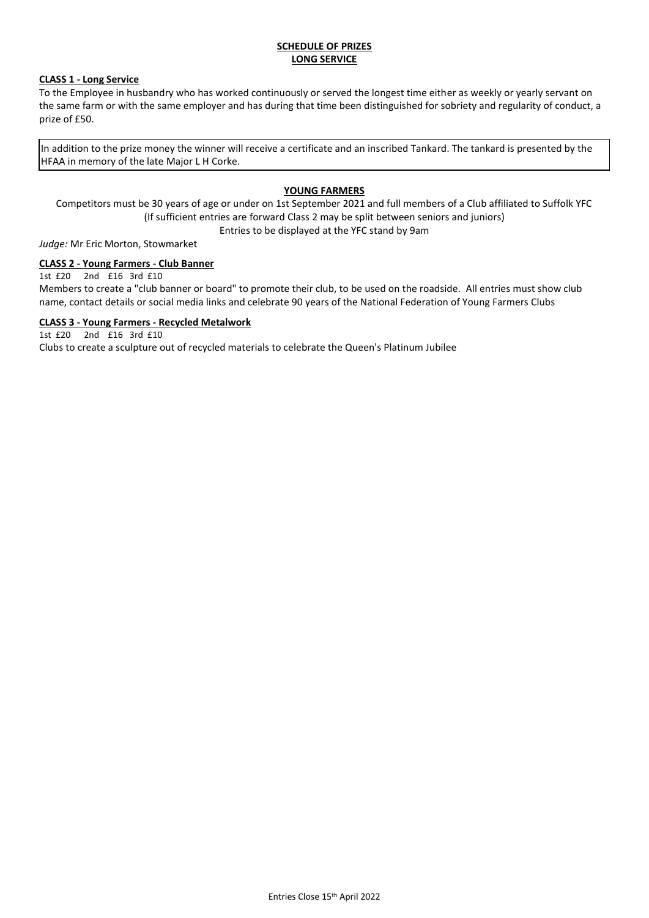## SCHEDULE OF PRIZES
## LONG SERVICE

### CLASS 1 - Long Service

To the Employee in husbandry who has worked continuously or served the longest time either as weekly or yearly servant on the same farm or with the same employer and has during that time been distinguished for sobriety and regularity of conduct, a prize of £50.

In addition to the prize money the winner will receive a certificate and an inscribed Tankard. The tankard is presented by the HFAA in memory of the late Major L H Corke.

## YOUNG FARMERS

Competitors must be 30 years of age or under on 1st September 2021 and full members of a Club affiliated to Suffolk YFC
(If sufficient entries are forward Class 2 may be split between seniors and juniors)
Entries to be displayed at the YFC stand by 9am

*Judge:* Mr Eric Morton, Stowmarket

### CLASS 2 - Young Farmers - Club Banner

1st £20 2nd £16 3rd £10

Members to create a "club banner or board" to promote their club, to be used on the roadside. All entries must show club name, contact details or social media links and celebrate 90 years of the National Federation of Young Farmers Clubs

### CLASS 3 - Young Farmers - Recycled Metalwork

1st £20 2nd £16 3rd £10

Clubs to create a sculpture out of recycled materials to celebrate the Queen's Platinum Jubilee

Entries Close 15th April 2022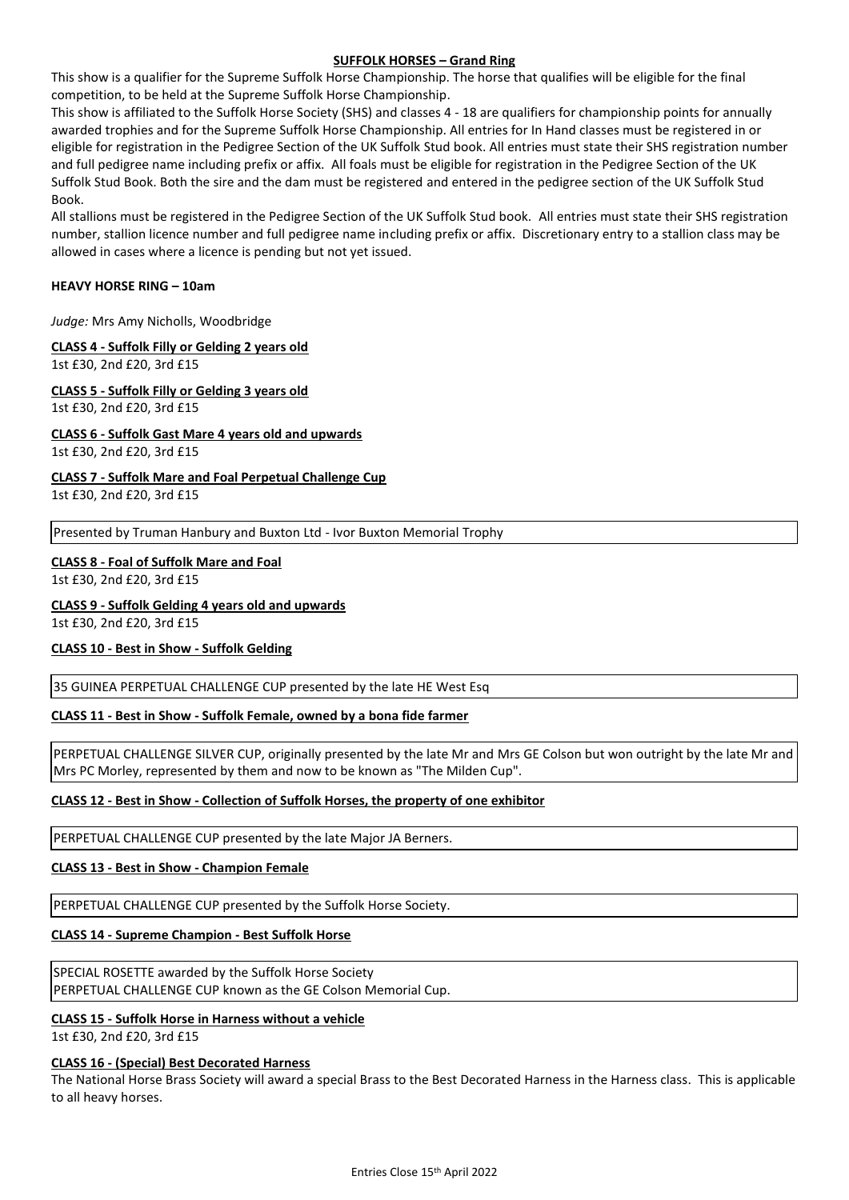## SUFFOLK HORSES – Grand Ring

This show is a qualifier for the Supreme Suffolk Horse Championship. The horse that qualifies will be eligible for the final competition, to be held at the Supreme Suffolk Horse Championship.

This show is affiliated to the Suffolk Horse Society (SHS) and classes 4 - 18 are qualifiers for championship points for annually awarded trophies and for the Supreme Suffolk Horse Championship. All entries for In Hand classes must be registered in or eligible for registration in the Pedigree Section of the UK Suffolk Stud book. All entries must state their SHS registration number and full pedigree name including prefix or affix. All foals must be eligible for registration in the Pedigree Section of the UK Suffolk Stud Book. Both the sire and the dam must be registered and entered in the pedigree section of the UK Suffolk Stud Book.

All stallions must be registered in the Pedigree Section of the UK Suffolk Stud book. All entries must state their SHS registration number, stallion licence number and full pedigree name including prefix or affix. Discretionary entry to a stallion class may be allowed in cases where a licence is pending but not yet issued.

### HEAVY HORSE RING – 10am

*Judge:* Mrs Amy Nicholls, Woodbridge

**CLASS 4 - Suffolk Filly or Gelding 2 years old**
1st £30, 2nd £20, 3rd £15

**CLASS 5 - Suffolk Filly or Gelding 3 years old**
1st £30, 2nd £20, 3rd £15

**CLASS 6 - Suffolk Gast Mare 4 years old and upwards**
1st £30, 2nd £20, 3rd £15

**CLASS 7 - Suffolk Mare and Foal Perpetual Challenge Cup**
1st £30, 2nd £20, 3rd £15

Presented by Truman Hanbury and Buxton Ltd - Ivor Buxton Memorial Trophy

**CLASS 8 - Foal of Suffolk Mare and Foal**
1st £30, 2nd £20, 3rd £15

**CLASS 9 - Suffolk Gelding 4 years old and upwards**
1st £30, 2nd £20, 3rd £15

**CLASS 10 - Best in Show - Suffolk Gelding**

35 GUINEA PERPETUAL CHALLENGE CUP presented by the late HE West Esq

**CLASS 11 - Best in Show - Suffolk Female, owned by a bona fide farmer**

PERPETUAL CHALLENGE SILVER CUP, originally presented by the late Mr and Mrs GE Colson but won outright by the late Mr and Mrs PC Morley, represented by them and now to be known as "The Milden Cup".

**CLASS 12 - Best in Show - Collection of Suffolk Horses, the property of one exhibitor**

PERPETUAL CHALLENGE CUP presented by the late Major JA Berners.

**CLASS 13 - Best in Show - Champion Female**

PERPETUAL CHALLENGE CUP presented by the Suffolk Horse Society.

**CLASS 14 - Supreme Champion - Best Suffolk Horse**

SPECIAL ROSETTE awarded by the Suffolk Horse Society
PERPETUAL CHALLENGE CUP known as the GE Colson Memorial Cup.

**CLASS 15 - Suffolk Horse in Harness without a vehicle**
1st £30, 2nd £20, 3rd £15

**CLASS 16 - (Special) Best Decorated Harness**
The National Horse Brass Society will award a special Brass to the Best Decorated Harness in the Harness class. This is applicable to all heavy horses.

Entries Close 15th April 2022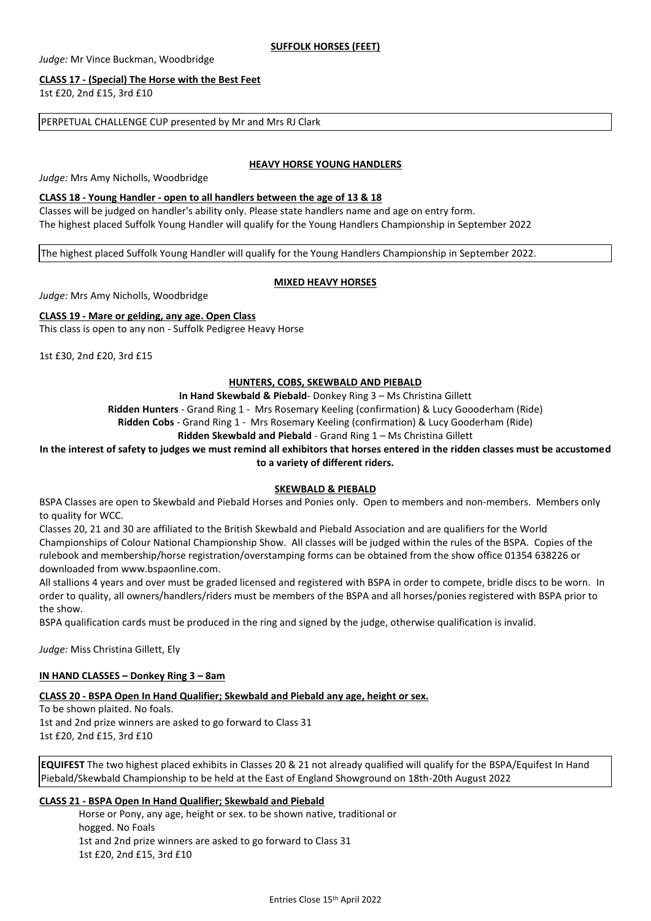## SUFFOLK HORSES (FEET)

*Judge:* Mr Vince Buckman, Woodbridge

**CLASS 17 - (Special) The Horse with the Best Feet**

1st £20, 2nd £15, 3rd £10

PERPETUAL CHALLENGE CUP presented by Mr and Mrs RJ Clark

## HEAVY HORSE YOUNG HANDLERS

*Judge:* Mrs Amy Nicholls, Woodbridge

**CLASS 18 - Young Handler - open to all handlers between the age of 13 & 18**

Classes will be judged on handler's ability only. Please state handlers name and age on entry form.
The highest placed Suffolk Young Handler will qualify for the Young Handlers Championship in September 2022

The highest placed Suffolk Young Handler will qualify for the Young Handlers Championship in September 2022.

## MIXED HEAVY HORSES

*Judge:* Mrs Amy Nicholls, Woodbridge

**CLASS 19 - Mare or gelding, any age. Open Class**

This class is open to any non - Suffolk Pedigree Heavy Horse

1st £30, 2nd £20, 3rd £15

## HUNTERS, COBS, SKEWBALD AND PIEBALD

**In Hand Skewbald & Piebald**- Donkey Ring 3 – Ms Christina Gillett

**Ridden Hunters** - Grand Ring 1 - Mrs Rosemary Keeling (confirmation) & Lucy Goooderham (Ride)

**Ridden Cobs** - Grand Ring 1 - Mrs Rosemary Keeling (confirmation) & Lucy Gooderham (Ride)

**Ridden Skewbald and Piebald** - Grand Ring 1 – Ms Christina Gillett

**In the interest of safety to judges we must remind all exhibitors that horses entered in the ridden classes must be accustomed to a variety of different riders.**

## SKEWBALD & PIEBALD

BSPA Classes are open to Skewbald and Piebald Horses and Ponies only. Open to members and non-members. Members only to quality for WCC.

Classes 20, 21 and 30 are affiliated to the British Skewbald and Piebald Association and are qualifiers for the World Championships of Colour National Championship Show. All classes will be judged within the rules of the BSPA. Copies of the rulebook and membership/horse registration/overstamping forms can be obtained from the show office 01354 638226 or downloaded from www.bspaonline.com.

All stallions 4 years and over must be graded licensed and registered with BSPA in order to compete, bridle discs to be worn. In order to quality, all owners/handlers/riders must be members of the BSPA and all horses/ponies registered with BSPA prior to the show.

BSPA qualification cards must be produced in the ring and signed by the judge, otherwise qualification is invalid.

*Judge:* Miss Christina Gillett, Ely

**IN HAND CLASSES – Donkey Ring 3 – 8am**

**CLASS 20 - BSPA Open In Hand Qualifier; Skewbald and Piebald any age, height or sex.**

To be shown plaited. No foals.
1st and 2nd prize winners are asked to go forward to Class 31
1st £20, 2nd £15, 3rd £10

**EQUIFEST** The two highest placed exhibits in Classes 20 & 21 not already qualified will qualify for the BSPA/Equifest In Hand Piebald/Skewbald Championship to be held at the East of England Showground on 18th-20th August 2022

**CLASS 21 - BSPA Open In Hand Qualifier; Skewbald and Piebald**

Horse or Pony, any age, height or sex. to be shown native, traditional or hogged. No Foals
1st and 2nd prize winners are asked to go forward to Class 31
1st £20, 2nd £15, 3rd £10

Entries Close 15th April 2022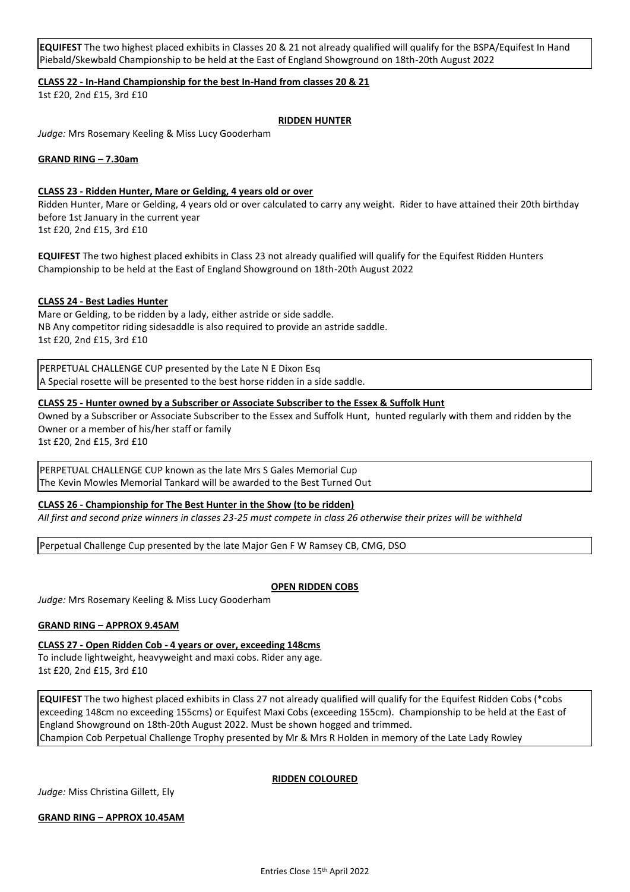**EQUIFEST** The two highest placed exhibits in Classes 20 & 21 not already qualified will qualify for the BSPA/Equifest In Hand Piebald/Skewbald Championship to be held at the East of England Showground on 18th-20th August 2022

**CLASS 22 - In-Hand Championship for the best In-Hand from classes 20 & 21**

1st £20, 2nd £15, 3rd £10

**RIDDEN HUNTER**

*Judge:* Mrs Rosemary Keeling & Miss Lucy Gooderham

**GRAND RING – 7.30am**

**CLASS 23 - Ridden Hunter, Mare or Gelding, 4 years old or over**

Ridden Hunter, Mare or Gelding, 4 years old or over calculated to carry any weight. Rider to have attained their 20th birthday before 1st January in the current year

1st £20, 2nd £15, 3rd £10

**EQUIFEST** The two highest placed exhibits in Class 23 not already qualified will qualify for the Equifest Ridden Hunters Championship to be held at the East of England Showground on 18th-20th August 2022

**CLASS 24 - Best Ladies Hunter**

Mare or Gelding, to be ridden by a lady, either astride or side saddle.
NB Any competitor riding sidesaddle is also required to provide an astride saddle.
1st £20, 2nd £15, 3rd £10

PERPETUAL CHALLENGE CUP presented by the Late N E Dixon Esq
A Special rosette will be presented to the best horse ridden in a side saddle.

**CLASS 25 - Hunter owned by a Subscriber or Associate Subscriber to the Essex & Suffolk Hunt**

Owned by a Subscriber or Associate Subscriber to the Essex and Suffolk Hunt, hunted regularly with them and ridden by the Owner or a member of his/her staff or family

1st £20, 2nd £15, 3rd £10

PERPETUAL CHALLENGE CUP known as the late Mrs S Gales Memorial Cup
The Kevin Mowles Memorial Tankard will be awarded to the Best Turned Out

**CLASS 26 - Championship for The Best Hunter in the Show (to be ridden)**

*All first and second prize winners in classes 23-25 must compete in class 26 otherwise their prizes will be withheld*

Perpetual Challenge Cup presented by the late Major Gen F W Ramsey CB, CMG, DSO

**OPEN RIDDEN COBS**

*Judge:* Mrs Rosemary Keeling & Miss Lucy Gooderham

**GRAND RING – APPROX 9.45AM**

**CLASS 27 - Open Ridden Cob - 4 years or over, exceeding 148cms**

To include lightweight, heavyweight and maxi cobs. Rider any age.
1st £20, 2nd £15, 3rd £10

**EQUIFEST** The two highest placed exhibits in Class 27 not already qualified will qualify for the Equifest Ridden Cobs (*cobs exceeding 148cm no exceeding 155cms) or Equifest Maxi Cobs (exceeding 155cm). Championship to be held at the East of England Showground on 18th-20th August 2022. Must be shown hogged and trimmed.
Champion Cob Perpetual Challenge Trophy presented by Mr & Mrs R Holden in memory of the Late Lady Rowley

**RIDDEN COLOURED**

*Judge:* Miss Christina Gillett, Ely

**GRAND RING – APPROX 10.45AM**

Entries Close 15th April 2022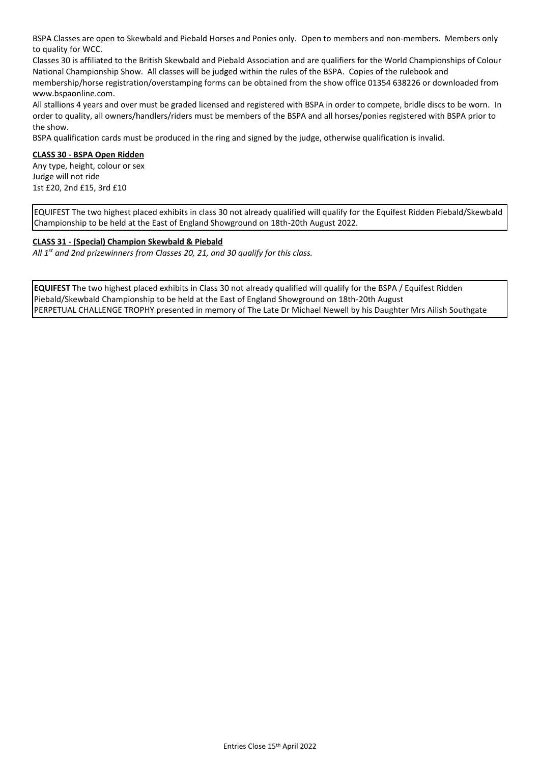BSPA Classes are open to Skewbald and Piebald Horses and Ponies only. Open to members and non-members. Members only to quality for WCC.

Classes 30 is affiliated to the British Skewbald and Piebald Association and are qualifiers for the World Championships of Colour National Championship Show. All classes will be judged within the rules of the BSPA. Copies of the rulebook and membership/horse registration/overstamping forms can be obtained from the show office 01354 638226 or downloaded from www.bspaonline.com.

All stallions 4 years and over must be graded licensed and registered with BSPA in order to compete, bridle discs to be worn. In order to quality, all owners/handlers/riders must be members of the BSPA and all horses/ponies registered with BSPA prior to the show.

BSPA qualification cards must be produced in the ring and signed by the judge, otherwise qualification is invalid.

**CLASS 30 - BSPA Open Ridden**

Any type, height, colour or sex
Judge will not ride
1st £20, 2nd £15, 3rd £10

EQUIFEST The two highest placed exhibits in class 30 not already qualified will qualify for the Equifest Ridden Piebald/Skewbald Championship to be held at the East of England Showground on 18th-20th August 2022.

**CLASS 31 - (Special) Champion Skewbald & Piebald**

*All 1st and 2nd prizewinners from Classes 20, 21, and 30 qualify for this class.*

**EQUIFEST** The two highest placed exhibits in Class 30 not already qualified will qualify for the BSPA / Equifest Ridden Piebald/Skewbald Championship to be held at the East of England Showground on 18th-20th August
PERPETUAL CHALLENGE TROPHY presented in memory of The Late Dr Michael Newell by his Daughter Mrs Ailish Southgate

Entries Close 15th April 2022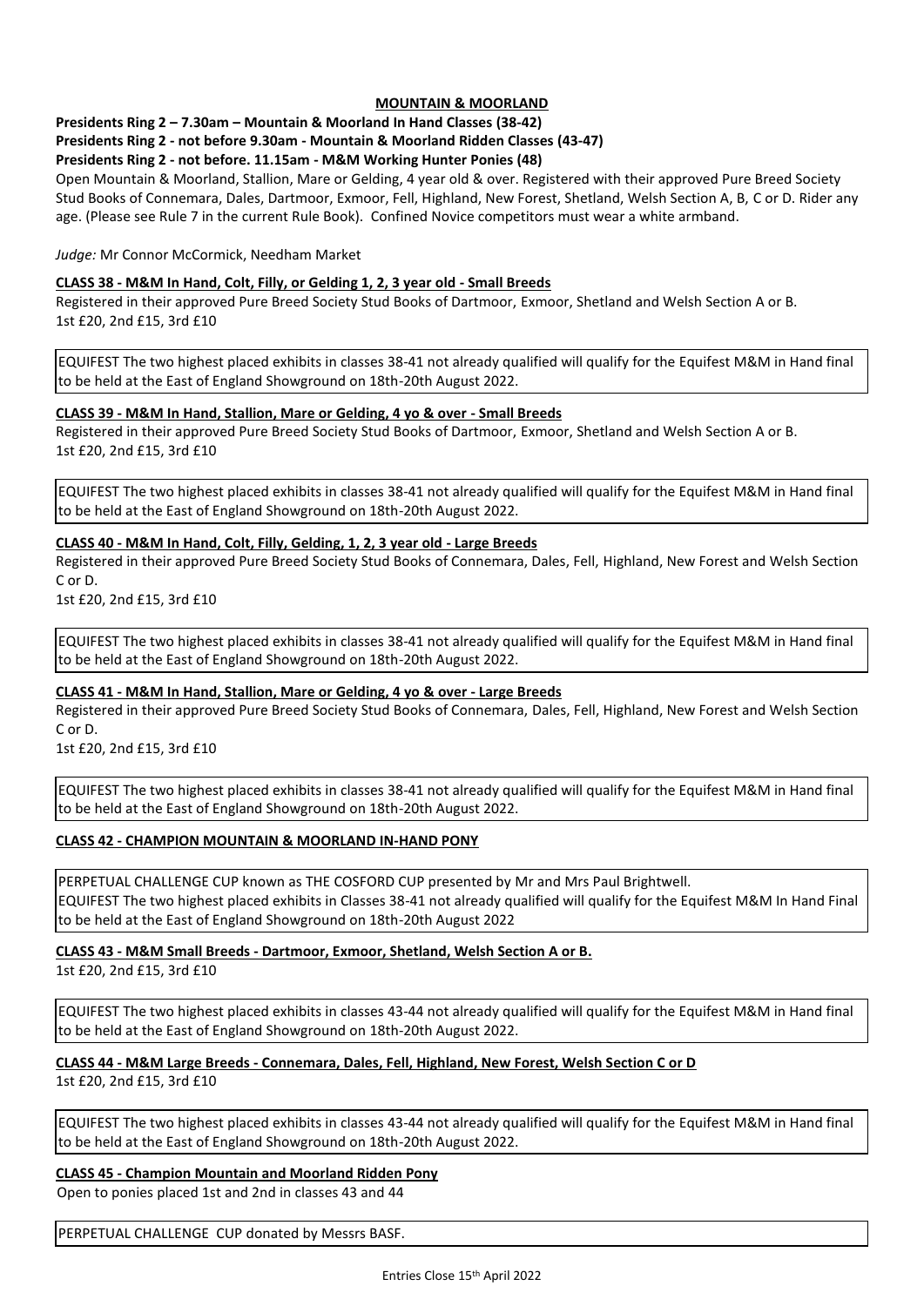## MOUNTAIN & MOORLAND

**Presidents Ring 2 – 7.30am – Mountain & Moorland In Hand Classes (38-42)**
**Presidents Ring 2 - not before 9.30am - Mountain & Moorland Ridden Classes (43-47)**
**Presidents Ring 2 - not before. 11.15am - M&M Working Hunter Ponies (48)**

Open Mountain & Moorland, Stallion, Mare or Gelding, 4 year old & over. Registered with their approved Pure Breed Society Stud Books of Connemara, Dales, Dartmoor, Exmoor, Fell, Highland, New Forest, Shetland, Welsh Section A, B, C or D. Rider any age. (Please see Rule 7 in the current Rule Book). Confined Novice competitors must wear a white armband.

*Judge:* Mr Connor McCormick, Needham Market

### CLASS 38 - M&M In Hand, Colt, Filly, or Gelding 1, 2, 3 year old - Small Breeds

Registered in their approved Pure Breed Society Stud Books of Dartmoor, Exmoor, Shetland and Welsh Section A or B.
1st £20, 2nd £15, 3rd £10

EQUIFEST The two highest placed exhibits in classes 38-41 not already qualified will qualify for the Equifest M&M in Hand final to be held at the East of England Showground on 18th-20th August 2022.

### CLASS 39 - M&M In Hand, Stallion, Mare or Gelding, 4 yo & over - Small Breeds

Registered in their approved Pure Breed Society Stud Books of Dartmoor, Exmoor, Shetland and Welsh Section A or B.
1st £20, 2nd £15, 3rd £10

EQUIFEST The two highest placed exhibits in classes 38-41 not already qualified will qualify for the Equifest M&M in Hand final to be held at the East of England Showground on 18th-20th August 2022.

### CLASS 40 - M&M In Hand, Colt, Filly, Gelding, 1, 2, 3 year old - Large Breeds

Registered in their approved Pure Breed Society Stud Books of Connemara, Dales, Fell, Highland, New Forest and Welsh Section C or D.
1st £20, 2nd £15, 3rd £10

EQUIFEST The two highest placed exhibits in classes 38-41 not already qualified will qualify for the Equifest M&M in Hand final to be held at the East of England Showground on 18th-20th August 2022.

### CLASS 41 - M&M In Hand, Stallion, Mare or Gelding, 4 yo & over - Large Breeds

Registered in their approved Pure Breed Society Stud Books of Connemara, Dales, Fell, Highland, New Forest and Welsh Section C or D.
1st £20, 2nd £15, 3rd £10

EQUIFEST The two highest placed exhibits in classes 38-41 not already qualified will qualify for the Equifest M&M in Hand final to be held at the East of England Showground on 18th-20th August 2022.

### CLASS 42 - CHAMPION MOUNTAIN & MOORLAND IN-HAND PONY

PERPETUAL CHALLENGE CUP known as THE COSFORD CUP presented by Mr and Mrs Paul Brightwell.
EQUIFEST The two highest placed exhibits in Classes 38-41 not already qualified will qualify for the Equifest M&M In Hand Final to be held at the East of England Showground on 18th-20th August 2022

### CLASS 43 - M&M Small Breeds - Dartmoor, Exmoor, Shetland, Welsh Section A or B.

1st £20, 2nd £15, 3rd £10

EQUIFEST The two highest placed exhibits in classes 43-44 not already qualified will qualify for the Equifest M&M in Hand final to be held at the East of England Showground on 18th-20th August 2022.

### CLASS 44 - M&M Large Breeds - Connemara, Dales, Fell, Highland, New Forest, Welsh Section C or D

1st £20, 2nd £15, 3rd £10

EQUIFEST The two highest placed exhibits in classes 43-44 not already qualified will qualify for the Equifest M&M in Hand final to be held at the East of England Showground on 18th-20th August 2022.

### CLASS 45 - Champion Mountain and Moorland Ridden Pony

Open to ponies placed 1st and 2nd in classes 43 and 44

PERPETUAL CHALLENGE CUP donated by Messrs BASF.

Entries Close 15th April 2022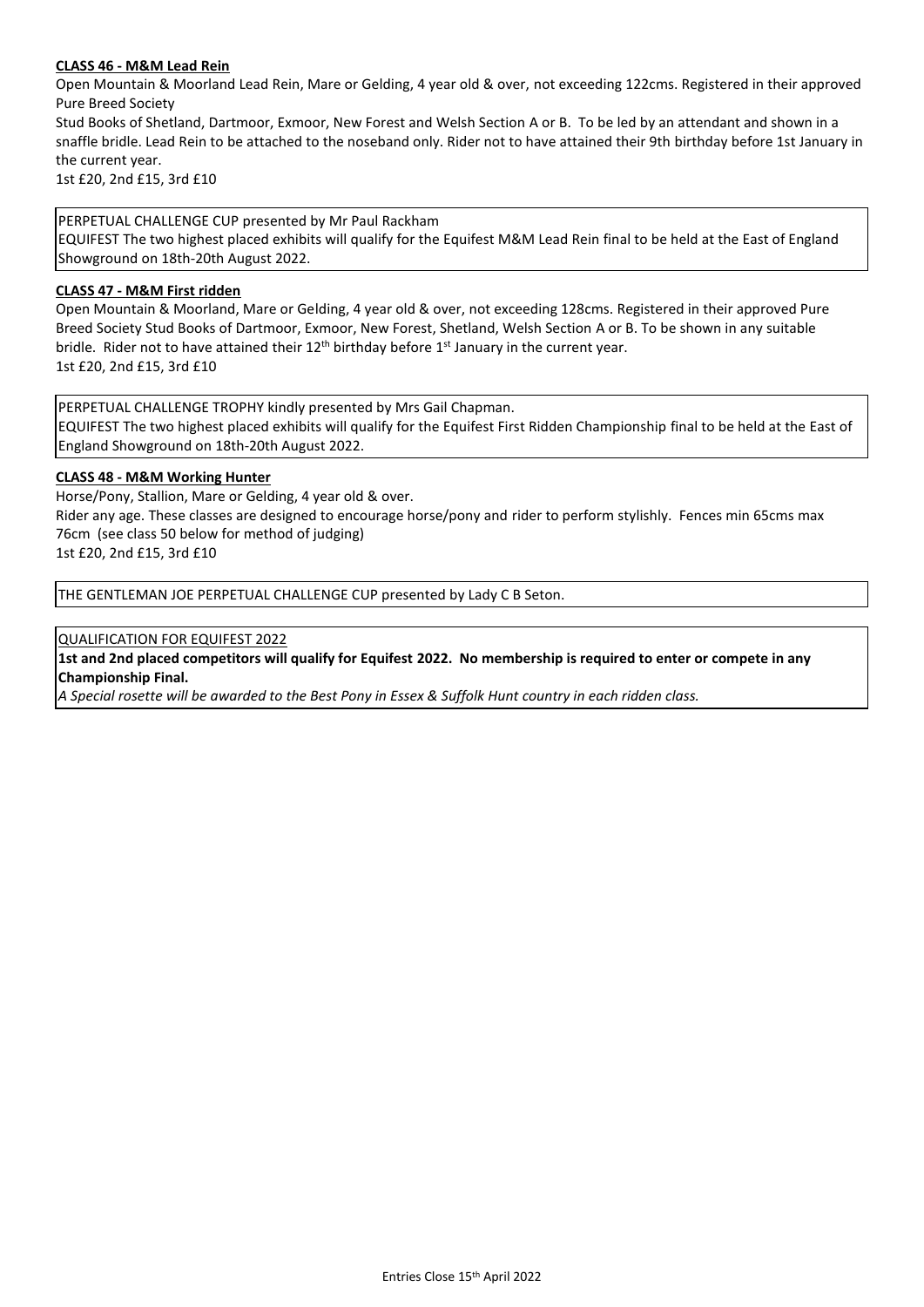**CLASS 46 - M&M Lead Rein**

Open Mountain & Moorland Lead Rein, Mare or Gelding, 4 year old & over, not exceeding 122cms. Registered in their approved Pure Breed Society

Stud Books of Shetland, Dartmoor, Exmoor, New Forest and Welsh Section A or B. To be led by an attendant and shown in a snaffle bridle. Lead Rein to be attached to the noseband only. Rider not to have attained their 9th birthday before 1st January in the current year.

1st £20, 2nd £15, 3rd £10

PERPETUAL CHALLENGE CUP presented by Mr Paul Rackham

EQUIFEST The two highest placed exhibits will qualify for the Equifest M&M Lead Rein final to be held at the East of England Showground on 18th-20th August 2022.

**CLASS 47 - M&M First ridden**

Open Mountain & Moorland, Mare or Gelding, 4 year old & over, not exceeding 128cms. Registered in their approved Pure Breed Society Stud Books of Dartmoor, Exmoor, New Forest, Shetland, Welsh Section A or B. To be shown in any suitable bridle. Rider not to have attained their 12th birthday before 1st January in the current year.

1st £20, 2nd £15, 3rd £10

PERPETUAL CHALLENGE TROPHY kindly presented by Mrs Gail Chapman.

EQUIFEST The two highest placed exhibits will qualify for the Equifest First Ridden Championship final to be held at the East of England Showground on 18th-20th August 2022.

**CLASS 48 - M&M Working Hunter**

Horse/Pony, Stallion, Mare or Gelding, 4 year old & over.

Rider any age. These classes are designed to encourage horse/pony and rider to perform stylishly. Fences min 65cms max 76cm (see class 50 below for method of judging)

1st £20, 2nd £15, 3rd £10

THE GENTLEMAN JOE PERPETUAL CHALLENGE CUP presented by Lady C B Seton.

QUALIFICATION FOR EQUIFEST 2022

**1st and 2nd placed competitors will qualify for Equifest 2022. No membership is required to enter or compete in any Championship Final.**

*A Special rosette will be awarded to the Best Pony in Essex & Suffolk Hunt country in each ridden class.*

Entries Close 15th April 2022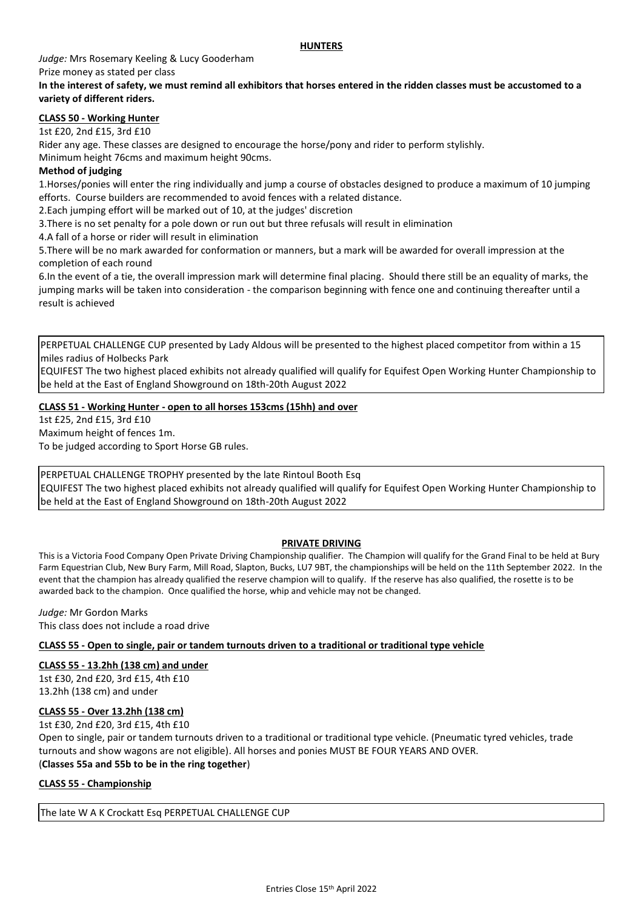## HUNTERS

*Judge:* Mrs Rosemary Keeling & Lucy Gooderham

Prize money as stated per class

**In the interest of safety, we must remind all exhibitors that horses entered in the ridden classes must be accustomed to a variety of different riders.**

### CLASS 50 - Working Hunter

1st £20, 2nd £15, 3rd £10

Rider any age. These classes are designed to encourage the horse/pony and rider to perform stylishly.

Minimum height 76cms and maximum height 90cms.

**Method of judging**

1. Horses/ponies will enter the ring individually and jump a course of obstacles designed to produce a maximum of 10 jumping efforts. Course builders are recommended to avoid fences with a related distance.
2. Each jumping effort will be marked out of 10, at the judges' discretion
3. There is no set penalty for a pole down or run out but three refusals will result in elimination
4. A fall of a horse or rider will result in elimination
5. There will be no mark awarded for conformation or manners, but a mark will be awarded for overall impression at the completion of each round
6. In the event of a tie, the overall impression mark will determine final placing. Should there still be an equality of marks, the jumping marks will be taken into consideration - the comparison beginning with fence one and continuing thereafter until a result is achieved

PERPETUAL CHALLENGE CUP presented by Lady Aldous will be presented to the highest placed competitor from within a 15 miles radius of Holbecks Park

EQUIFEST The two highest placed exhibits not already qualified will qualify for Equifest Open Working Hunter Championship to be held at the East of England Showground on 18th-20th August 2022

### CLASS 51 - Working Hunter - open to all horses 153cms (15hh) and over

1st £25, 2nd £15, 3rd £10

Maximum height of fences 1m.

To be judged according to Sport Horse GB rules.

PERPETUAL CHALLENGE TROPHY presented by the late Rintoul Booth Esq

EQUIFEST The two highest placed exhibits not already qualified will qualify for Equifest Open Working Hunter Championship to be held at the East of England Showground on 18th-20th August 2022

## PRIVATE DRIVING

This is a Victoria Food Company Open Private Driving Championship qualifier. The Champion will qualify for the Grand Final to be held at Bury Farm Equestrian Club, New Bury Farm, Mill Road, Slapton, Bucks, LU7 9BT, the championships will be held on the 11th September 2022. In the event that the champion has already qualified the reserve champion will to qualify. If the reserve has also qualified, the rosette is to be awarded back to the champion. Once qualified the horse, whip and vehicle may not be changed.

*Judge:* Mr Gordon Marks

This class does not include a road drive

### CLASS 55 - Open to single, pair or tandem turnouts driven to a traditional or traditional type vehicle

### CLASS 55 - 13.2hh (138 cm) and under

1st £30, 2nd £20, 3rd £15, 4th £10

13.2hh (138 cm) and under

### CLASS 55 - Over 13.2hh (138 cm)

1st £30, 2nd £20, 3rd £15, 4th £10

Open to single, pair or tandem turnouts driven to a traditional or traditional type vehicle. (Pneumatic tyred vehicles, trade turnouts and show wagons are not eligible). All horses and ponies MUST BE FOUR YEARS AND OVER.

(**Classes 55a and 55b to be in the ring together**)

### CLASS 55 - Championship

The late W A K Crockatt Esq PERPETUAL CHALLENGE CUP

Entries Close 15th April 2022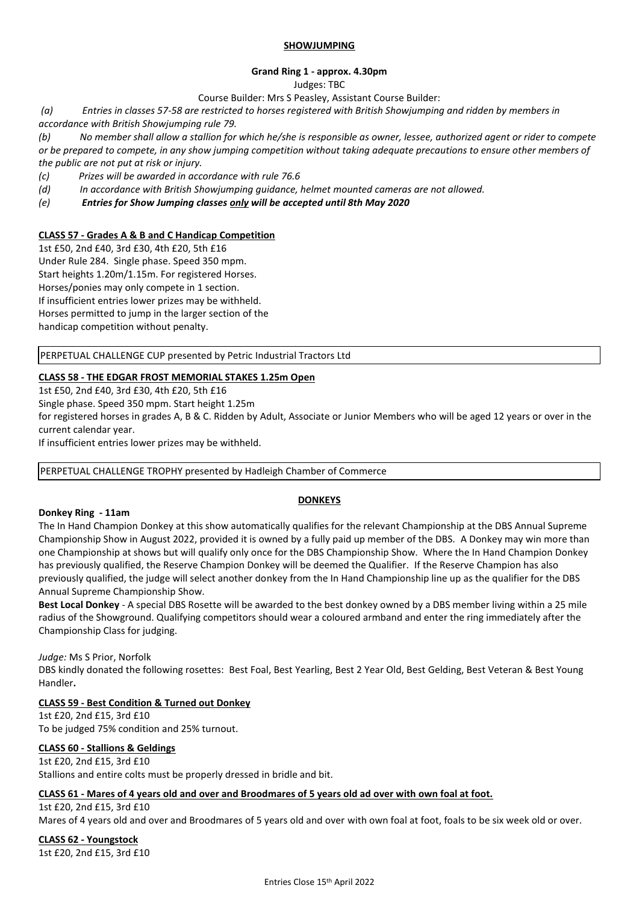## SHOWJUMPING

**Grand Ring 1 - approx. 4.30pm**

Judges: TBC

Course Builder: Mrs S Peasley, Assistant Course Builder:

*(a) Entries in classes 57-58 are restricted to horses registered with British Showjumping and ridden by members in accordance with British Showjumping rule 79.*

*(b) No member shall allow a stallion for which he/she is responsible as owner, lessee, authorized agent or rider to compete or be prepared to compete, in any show jumping competition without taking adequate precautions to ensure other members of the public are not put at risk or injury.*

*(c) Prizes will be awarded in accordance with rule 76.6*

*(d) In accordance with British Showjumping guidance, helmet mounted cameras are not allowed.*

***(e) Entries for Show Jumping classes only will be accepted until 8th May 2020***

**CLASS 57 - Grades A & B and C Handicap Competition**

1st £50, 2nd £40, 3rd £30, 4th £20, 5th £16
Under Rule 284. Single phase. Speed 350 mpm.
Start heights 1.20m/1.15m. For registered Horses.
Horses/ponies may only compete in 1 section.
If insufficient entries lower prizes may be withheld.
Horses permitted to jump in the larger section of the handicap competition without penalty.

PERPETUAL CHALLENGE CUP presented by Petric Industrial Tractors Ltd

**CLASS 58 - THE EDGAR FROST MEMORIAL STAKES 1.25m Open**

1st £50, 2nd £40, 3rd £30, 4th £20, 5th £16
Single phase. Speed 350 mpm. Start height 1.25m
for registered horses in grades A, B & C. Ridden by Adult, Associate or Junior Members who will be aged 12 years or over in the current calendar year.
If insufficient entries lower prizes may be withheld.

PERPETUAL CHALLENGE TROPHY presented by Hadleigh Chamber of Commerce

## DONKEYS

**Donkey Ring - 11am**

The In Hand Champion Donkey at this show automatically qualifies for the relevant Championship at the DBS Annual Supreme Championship Show in August 2022, provided it is owned by a fully paid up member of the DBS. A Donkey may win more than one Championship at shows but will qualify only once for the DBS Championship Show. Where the In Hand Champion Donkey has previously qualified, the Reserve Champion Donkey will be deemed the Qualifier. If the Reserve Champion has also previously qualified, the judge will select another donkey from the In Hand Championship line up as the qualifier for the DBS Annual Supreme Championship Show.

**Best Local Donkey** - A special DBS Rosette will be awarded to the best donkey owned by a DBS member living within a 25 mile radius of the Showground. Qualifying competitors should wear a coloured armband and enter the ring immediately after the Championship Class for judging.

*Judge:* Ms S Prior, Norfolk

DBS kindly donated the following rosettes: Best Foal, Best Yearling, Best 2 Year Old, Best Gelding, Best Veteran & Best Young Handler**.**

**CLASS 59 - Best Condition & Turned out Donkey**

1st £20, 2nd £15, 3rd £10
To be judged 75% condition and 25% turnout.

**CLASS 60 - Stallions & Geldings**

1st £20, 2nd £15, 3rd £10
Stallions and entire colts must be properly dressed in bridle and bit.

**CLASS 61 - Mares of 4 years old and over and Broodmares of 5 years old ad over with own foal at foot.**

1st £20, 2nd £15, 3rd £10
Mares of 4 years old and over and Broodmares of 5 years old and over with own foal at foot, foals to be six week old or over.

**CLASS 62 - Youngstock**

1st £20, 2nd £15, 3rd £10

Entries Close 15th April 2022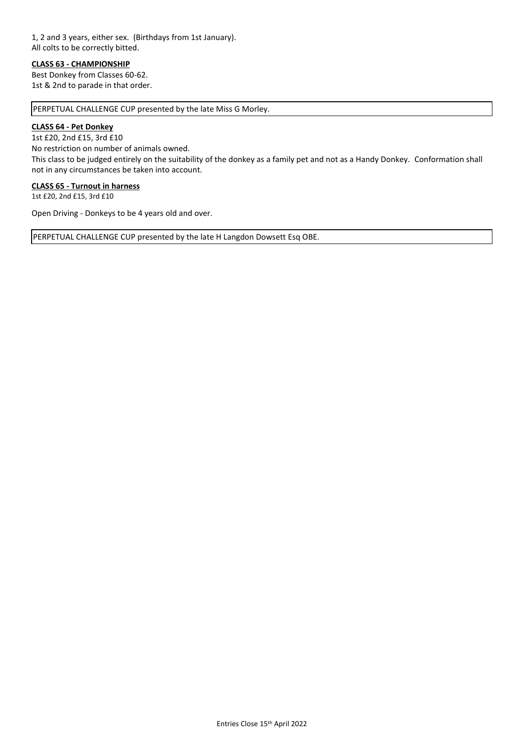1, 2 and 3 years, either sex. (Birthdays from 1st January).
All colts to be correctly bitted.

**CLASS 63 - CHAMPIONSHIP**

Best Donkey from Classes 60-62.
1st & 2nd to parade in that order.

PERPETUAL CHALLENGE CUP presented by the late Miss G Morley.

**CLASS 64 - Pet Donkey**

1st £20, 2nd £15, 3rd £10
No restriction on number of animals owned.
This class to be judged entirely on the suitability of the donkey as a family pet and not as a Handy Donkey. Conformation shall not in any circumstances be taken into account.

**CLASS 65 - Turnout in harness**

1st £20, 2nd £15, 3rd £10

Open Driving - Donkeys to be 4 years old and over.

PERPETUAL CHALLENGE CUP presented by the late H Langdon Dowsett Esq OBE.

Entries Close 15th April 2022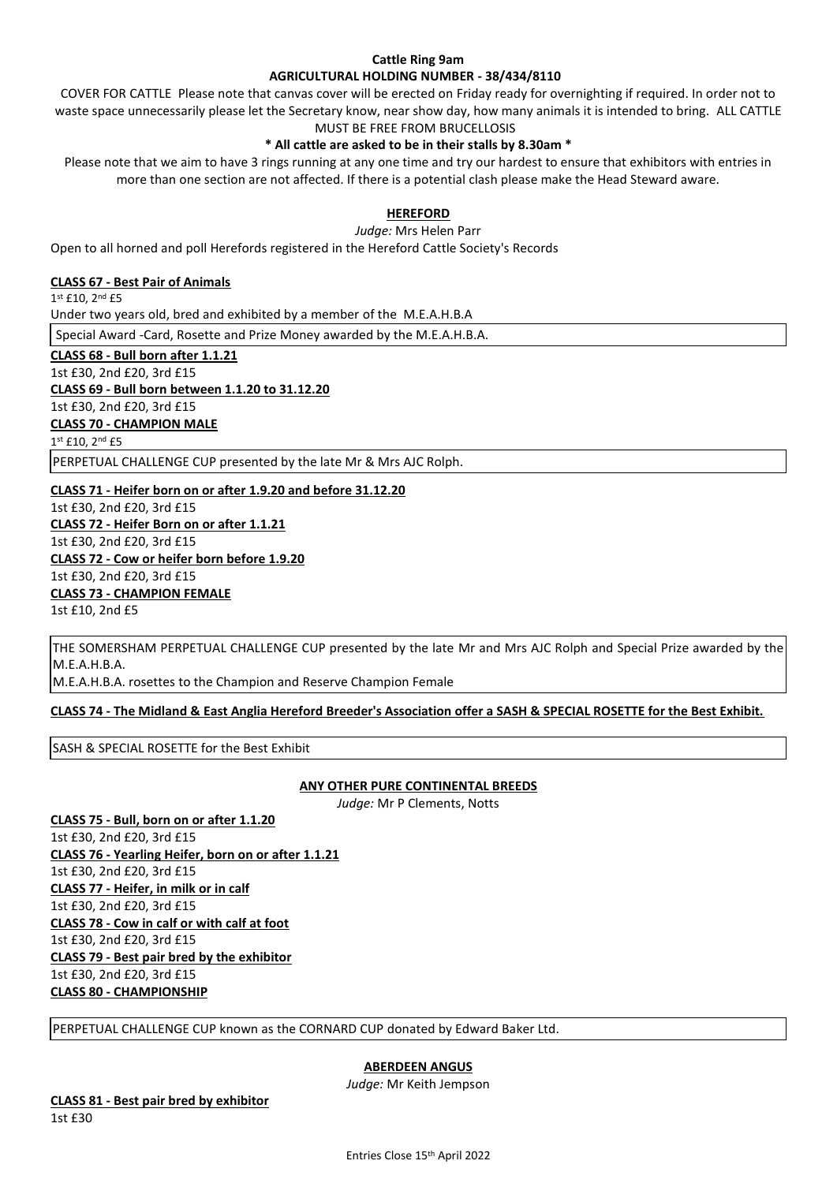**Cattle Ring 9am**

**AGRICULTURAL HOLDING NUMBER - 38/434/8110**

COVER FOR CATTLE Please note that canvas cover will be erected on Friday ready for overnighting if required. In order not to waste space unnecessarily please let the Secretary know, near show day, how many animals it is intended to bring. ALL CATTLE MUST BE FREE FROM BRUCELLOSIS

**\* All cattle are asked to be in their stalls by 8.30am \***

Please note that we aim to have 3 rings running at any one time and try our hardest to ensure that exhibitors with entries in more than one section are not affected. If there is a potential clash please make the Head Steward aware.

## HEREFORD

*Judge:* Mrs Helen Parr

Open to all horned and poll Herefords registered in the Hereford Cattle Society's Records

**CLASS 67 - Best Pair of Animals**

1st £10, 2nd £5

Under two years old, bred and exhibited by a member of the M.E.A.H.B.A

Special Award -Card, Rosette and Prize Money awarded by the M.E.A.H.B.A.

**CLASS 68 - Bull born after 1.1.21**

1st £30, 2nd £20, 3rd £15

**CLASS 69 - Bull born between 1.1.20 to 31.12.20**

1st £30, 2nd £20, 3rd £15

**CLASS 70 - CHAMPION MALE**

1st £10, 2nd £5

PERPETUAL CHALLENGE CUP presented by the late Mr & Mrs AJC Rolph.

**CLASS 71 - Heifer born on or after 1.9.20 and before 31.12.20**

1st £30, 2nd £20, 3rd £15

**CLASS 72 - Heifer Born on or after 1.1.21**

1st £30, 2nd £20, 3rd £15

**CLASS 72 - Cow or heifer born before 1.9.20**

1st £30, 2nd £20, 3rd £15

**CLASS 73 - CHAMPION FEMALE**

1st £10, 2nd £5

THE SOMERSHAM PERPETUAL CHALLENGE CUP presented by the late Mr and Mrs AJC Rolph and Special Prize awarded by the M.E.A.H.B.A.

M.E.A.H.B.A. rosettes to the Champion and Reserve Champion Female

**CLASS 74 - The Midland & East Anglia Hereford Breeder's Association offer a SASH & SPECIAL ROSETTE for the Best Exhibit.**

SASH & SPECIAL ROSETTE for the Best Exhibit

## ANY OTHER PURE CONTINENTAL BREEDS

*Judge:* Mr P Clements, Notts

**CLASS 75 - Bull, born on or after 1.1.20**

1st £30, 2nd £20, 3rd £15

**CLASS 76 - Yearling Heifer, born on or after 1.1.21**

1st £30, 2nd £20, 3rd £15

**CLASS 77 - Heifer, in milk or in calf**

1st £30, 2nd £20, 3rd £15

**CLASS 78 - Cow in calf or with calf at foot**

1st £30, 2nd £20, 3rd £15

**CLASS 79 - Best pair bred by the exhibitor**

1st £30, 2nd £20, 3rd £15

**CLASS 80 - CHAMPIONSHIP**

PERPETUAL CHALLENGE CUP known as the CORNARD CUP donated by Edward Baker Ltd.

## ABERDEEN ANGUS

*Judge:* Mr Keith Jempson

**CLASS 81 - Best pair bred by exhibitor**

1st £30

Entries Close 15th April 2022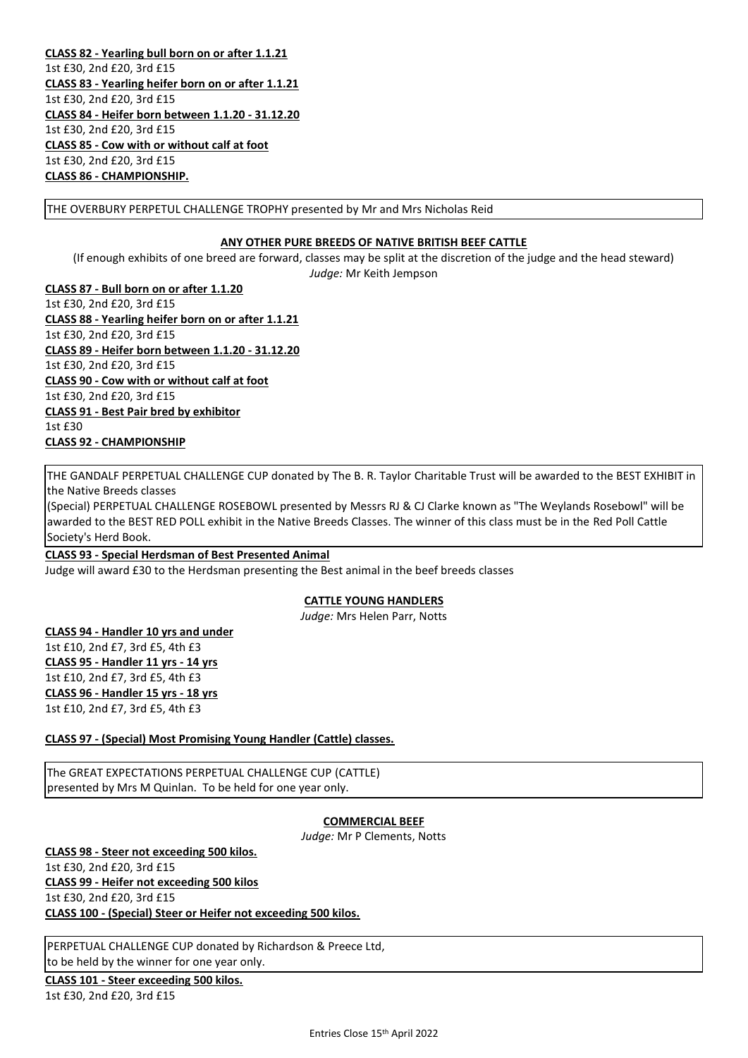**CLASS 82 - Yearling bull born on or after 1.1.21**
1st £30, 2nd £20, 3rd £15
**CLASS 83 - Yearling heifer born on or after 1.1.21**
1st £30, 2nd £20, 3rd £15
**CLASS 84 - Heifer born between 1.1.20 - 31.12.20**
1st £30, 2nd £20, 3rd £15
**CLASS 85 - Cow with or without calf at foot**
1st £30, 2nd £20, 3rd £15
**CLASS 86 - CHAMPIONSHIP.**

THE OVERBURY PERPETUAL CHALLENGE TROPHY presented by Mr and Mrs Nicholas Reid

## ANY OTHER PURE BREEDS OF NATIVE BRITISH BEEF CATTLE

(If enough exhibits of one breed are forward, classes may be split at the discretion of the judge and the head steward)
*Judge:* Mr Keith Jempson

**CLASS 87 - Bull born on or after 1.1.20**
1st £30, 2nd £20, 3rd £15
**CLASS 88 - Yearling heifer born on or after 1.1.21**
1st £30, 2nd £20, 3rd £15
**CLASS 89 - Heifer born between 1.1.20 - 31.12.20**
1st £30, 2nd £20, 3rd £15
**CLASS 90 - Cow with or without calf at foot**
1st £30, 2nd £20, 3rd £15
**CLASS 91 - Best Pair bred by exhibitor**
1st £30
**CLASS 92 - CHAMPIONSHIP**

THE GANDALF PERPETUAL CHALLENGE CUP donated by The B. R. Taylor Charitable Trust will be awarded to the BEST EXHIBIT in the Native Breeds classes
(Special) PERPETUAL CHALLENGE ROSEBOWL presented by Messrs RJ & CJ Clarke known as "The Weylands Rosebowl" will be awarded to the BEST RED POLL exhibit in the Native Breeds Classes. The winner of this class must be in the Red Poll Cattle Society's Herd Book.

**CLASS 93 - Special Herdsman of Best Presented Animal**
Judge will award £30 to the Herdsman presenting the Best animal in the beef breeds classes

## CATTLE YOUNG HANDLERS

*Judge:* Mrs Helen Parr, Notts

**CLASS 94 - Handler 10 yrs and under**
1st £10, 2nd £7, 3rd £5, 4th £3
**CLASS 95 - Handler 11 yrs - 14 yrs**
1st £10, 2nd £7, 3rd £5, 4th £3
**CLASS 96 - Handler 15 yrs - 18 yrs**
1st £10, 2nd £7, 3rd £5, 4th £3

**CLASS 97 - (Special) Most Promising Young Handler (Cattle) classes.**

The GREAT EXPECTATIONS PERPETUAL CHALLENGE CUP (CATTLE) presented by Mrs M Quinlan. To be held for one year only.

## COMMERCIAL BEEF

*Judge:* Mr P Clements, Notts

**CLASS 98 - Steer not exceeding 500 kilos.**
1st £30, 2nd £20, 3rd £15
**CLASS 99 - Heifer not exceeding 500 kilos**
1st £30, 2nd £20, 3rd £15
**CLASS 100 - (Special) Steer or Heifer not exceeding 500 kilos.**

PERPETUAL CHALLENGE CUP donated by Richardson & Preece Ltd, to be held by the winner for one year only.

**CLASS 101 - Steer exceeding 500 kilos.**
1st £30, 2nd £20, 3rd £15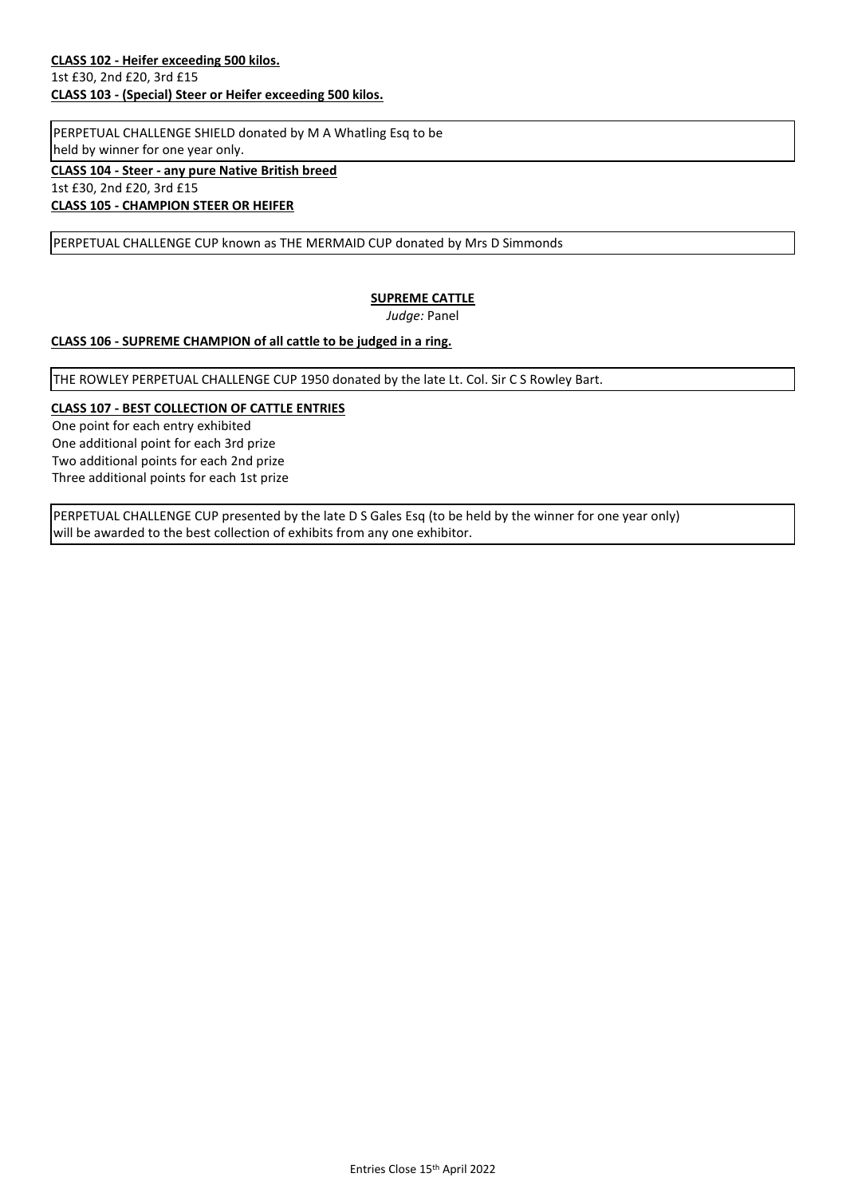**CLASS 102 - Heifer exceeding 500 kilos.**

1st £30, 2nd £20, 3rd £15

**CLASS 103 - (Special) Steer or Heifer exceeding 500 kilos.**

PERPETUAL CHALLENGE SHIELD donated by M A Whatling Esq to be held by winner for one year only.

**CLASS 104 - Steer - any pure Native British breed**

1st £30, 2nd £20, 3rd £15

**CLASS 105 - CHAMPION STEER OR HEIFER**

PERPETUAL CHALLENGE CUP known as THE MERMAID CUP donated by Mrs D Simmonds

## SUPREME CATTLE

*Judge:* Panel

**CLASS 106 - SUPREME CHAMPION of all cattle to be judged in a ring.**

THE ROWLEY PERPETUAL CHALLENGE CUP 1950 donated by the late Lt. Col. Sir C S Rowley Bart.

**CLASS 107 - BEST COLLECTION OF CATTLE ENTRIES**

One point for each entry exhibited
One additional point for each 3rd prize
Two additional points for each 2nd prize
Three additional points for each 1st prize

PERPETUAL CHALLENGE CUP presented by the late D S Gales Esq (to be held by the winner for one year only) will be awarded to the best collection of exhibits from any one exhibitor.

Entries Close 15th April 2022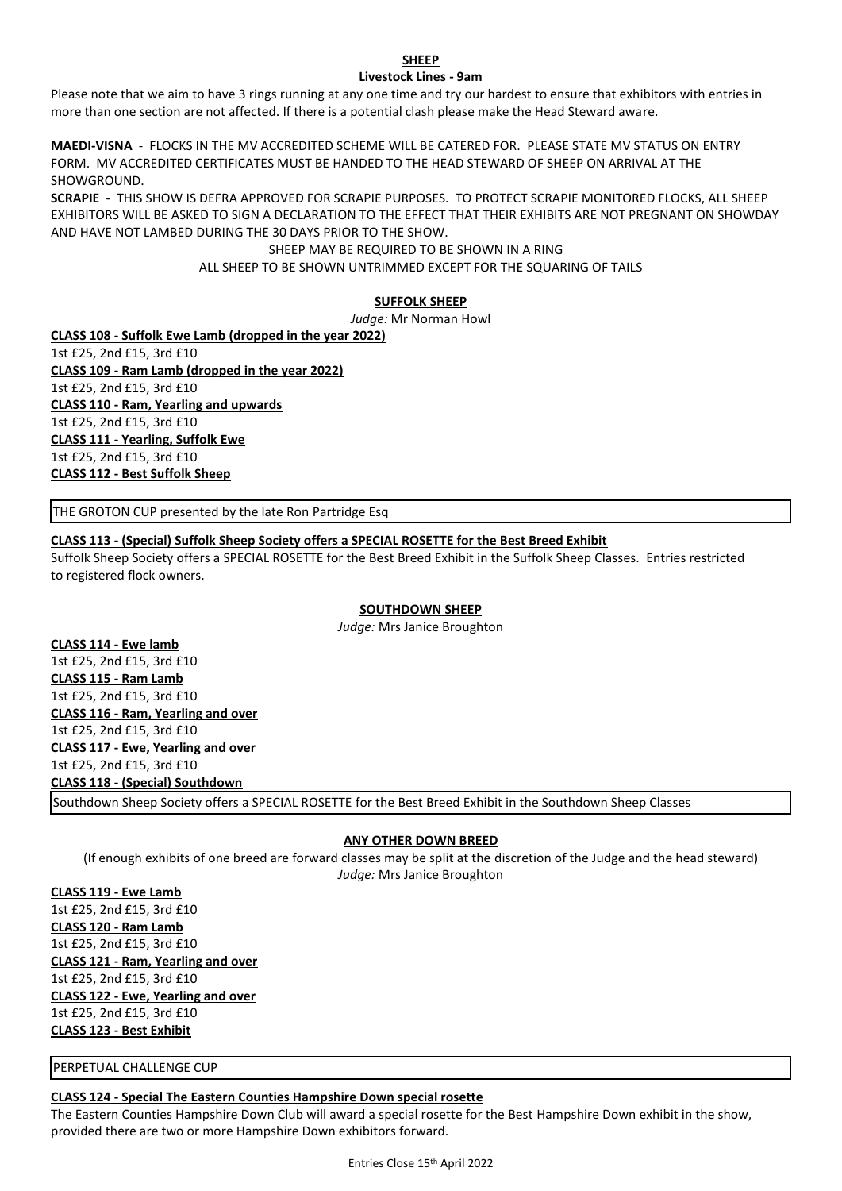## SHEEP

**Livestock Lines - 9am**

Please note that we aim to have 3 rings running at any one time and try our hardest to ensure that exhibitors with entries in more than one section are not affected. If there is a potential clash please make the Head Steward aware.

**MAEDI-VISNA** - FLOCKS IN THE MV ACCREDITED SCHEME WILL BE CATERED FOR. PLEASE STATE MV STATUS ON ENTRY FORM. MV ACCREDITED CERTIFICATES MUST BE HANDED TO THE HEAD STEWARD OF SHEEP ON ARRIVAL AT THE SHOWGROUND.

**SCRAPIE** - THIS SHOW IS DEFRA APPROVED FOR SCRAPIE PURPOSES. TO PROTECT SCRAPIE MONITORED FLOCKS, ALL SHEEP EXHIBITORS WILL BE ASKED TO SIGN A DECLARATION TO THE EFFECT THAT THEIR EXHIBITS ARE NOT PREGNANT ON SHOWDAY AND HAVE NOT LAMBED DURING THE 30 DAYS PRIOR TO THE SHOW.

SHEEP MAY BE REQUIRED TO BE SHOWN IN A RING

ALL SHEEP TO BE SHOWN UNTRIMMED EXCEPT FOR THE SQUARING OF TAILS

### SUFFOLK SHEEP

*Judge:* Mr Norman Howl

**CLASS 108 - Suffolk Ewe Lamb (dropped in the year 2022)**
1st £25, 2nd £15, 3rd £10

**CLASS 109 - Ram Lamb (dropped in the year 2022)**
1st £25, 2nd £15, 3rd £10

**CLASS 110 - Ram, Yearling and upwards**
1st £25, 2nd £15, 3rd £10

**CLASS 111 - Yearling, Suffolk Ewe**
1st £25, 2nd £15, 3rd £10

**CLASS 112 - Best Suffolk Sheep**

THE GROTON CUP presented by the late Ron Partridge Esq

**CLASS 113 - (Special) Suffolk Sheep Society offers a SPECIAL ROSETTE for the Best Breed Exhibit**

Suffolk Sheep Society offers a SPECIAL ROSETTE for the Best Breed Exhibit in the Suffolk Sheep Classes. Entries restricted to registered flock owners.

### SOUTHDOWN SHEEP

*Judge:* Mrs Janice Broughton

**CLASS 114 - Ewe lamb**
1st £25, 2nd £15, 3rd £10

**CLASS 115 - Ram Lamb**
1st £25, 2nd £15, 3rd £10

**CLASS 116 - Ram, Yearling and over**
1st £25, 2nd £15, 3rd £10

**CLASS 117 - Ewe, Yearling and over**
1st £25, 2nd £15, 3rd £10

**CLASS 118 - (Special) Southdown**

Southdown Sheep Society offers a SPECIAL ROSETTE for the Best Breed Exhibit in the Southdown Sheep Classes

### ANY OTHER DOWN BREED

(If enough exhibits of one breed are forward classes may be split at the discretion of the Judge and the head steward)

*Judge:* Mrs Janice Broughton

**CLASS 119 - Ewe Lamb**
1st £25, 2nd £15, 3rd £10

**CLASS 120 - Ram Lamb**
1st £25, 2nd £15, 3rd £10

**CLASS 121 - Ram, Yearling and over**
1st £25, 2nd £15, 3rd £10

**CLASS 122 - Ewe, Yearling and over**
1st £25, 2nd £15, 3rd £10

**CLASS 123 - Best Exhibit**

PERPETUAL CHALLENGE CUP

**CLASS 124 - Special The Eastern Counties Hampshire Down special rosette**

The Eastern Counties Hampshire Down Club will award a special rosette for the Best Hampshire Down exhibit in the show, provided there are two or more Hampshire Down exhibitors forward.

Entries Close 15th April 2022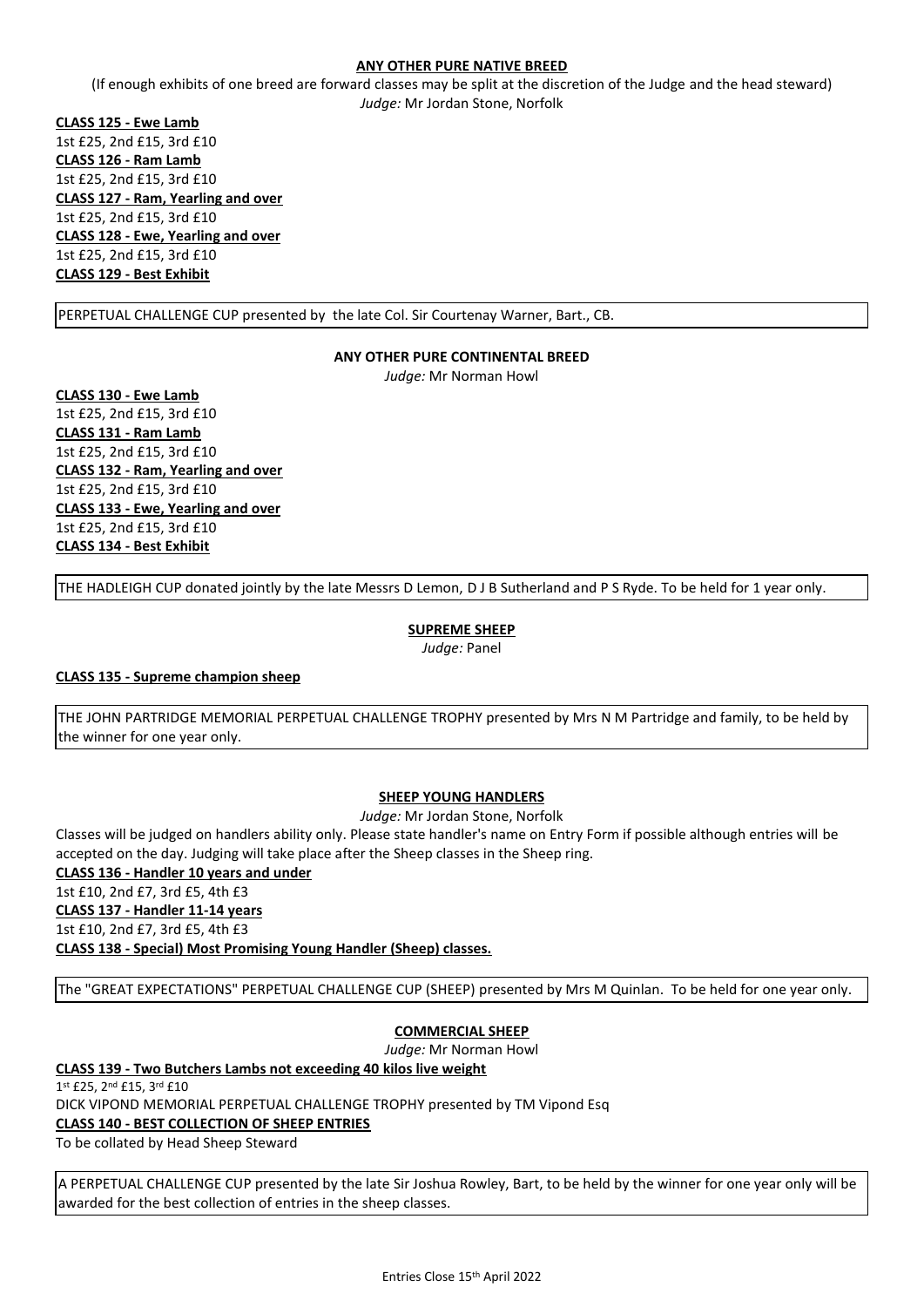## ANY OTHER PURE NATIVE BREED

(If enough exhibits of one breed are forward classes may be split at the discretion of the Judge and the head steward)

*Judge:* Mr Jordan Stone, Norfolk

**CLASS 125 - Ewe Lamb**
1st £25, 2nd £15, 3rd £10

**CLASS 126 - Ram Lamb**
1st £25, 2nd £15, 3rd £10

**CLASS 127 - Ram, Yearling and over**
1st £25, 2nd £15, 3rd £10

**CLASS 128 - Ewe, Yearling and over**
1st £25, 2nd £15, 3rd £10

**CLASS 129 - Best Exhibit**

PERPETUAL CHALLENGE CUP presented by the late Col. Sir Courtenay Warner, Bart., CB.

## ANY OTHER PURE CONTINENTAL BREED

*Judge:* Mr Norman Howl

**CLASS 130 - Ewe Lamb**
1st £25, 2nd £15, 3rd £10

**CLASS 131 - Ram Lamb**
1st £25, 2nd £15, 3rd £10

**CLASS 132 - Ram, Yearling and over**
1st £25, 2nd £15, 3rd £10

**CLASS 133 - Ewe, Yearling and over**
1st £25, 2nd £15, 3rd £10

**CLASS 134 - Best Exhibit**

THE HADLEIGH CUP donated jointly by the late Messrs D Lemon, D J B Sutherland and P S Ryde. To be held for 1 year only.

## SUPREME SHEEP

*Judge:* Panel

**CLASS 135 - Supreme champion sheep**

THE JOHN PARTRIDGE MEMORIAL PERPETUAL CHALLENGE TROPHY presented by Mrs N M Partridge and family, to be held by the winner for one year only.

## SHEEP YOUNG HANDLERS

*Judge:* Mr Jordan Stone, Norfolk

Classes will be judged on handlers ability only. Please state handler's name on Entry Form if possible although entries will be accepted on the day. Judging will take place after the Sheep classes in the Sheep ring.

**CLASS 136 - Handler 10 years and under**
1st £10, 2nd £7, 3rd £5, 4th £3

**CLASS 137 - Handler 11-14 years**
1st £10, 2nd £7, 3rd £5, 4th £3

**CLASS 138 - Special) Most Promising Young Handler (Sheep) classes.**

The "GREAT EXPECTATIONS" PERPETUAL CHALLENGE CUP (SHEEP) presented by Mrs M Quinlan. To be held for one year only.

## COMMERCIAL SHEEP

*Judge:* Mr Norman Howl

**CLASS 139 - Two Butchers Lambs not exceeding 40 kilos live weight**
1st £25, 2nd £15, 3rd £10
DICK VIPOND MEMORIAL PERPETUAL CHALLENGE TROPHY presented by TM Vipond Esq

**CLASS 140 - BEST COLLECTION OF SHEEP ENTRIES**
To be collated by Head Sheep Steward

A PERPETUAL CHALLENGE CUP presented by the late Sir Joshua Rowley, Bart, to be held by the winner for one year only will be awarded for the best collection of entries in the sheep classes.

Entries Close 15th April 2022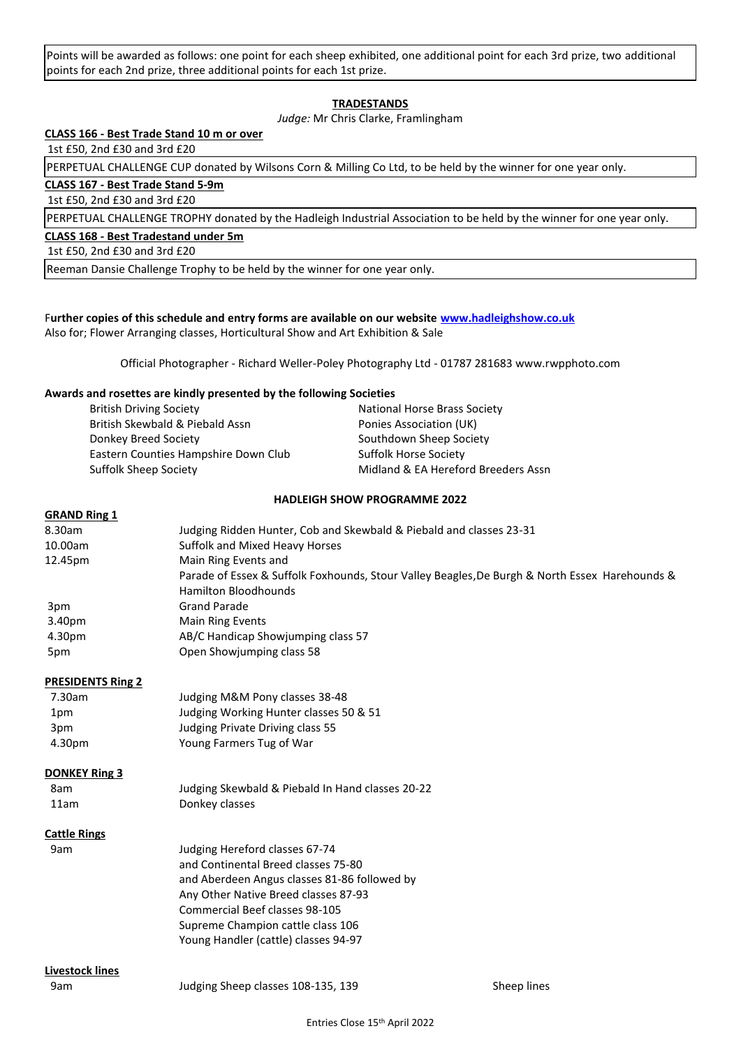Points will be awarded as follows: one point for each sheep exhibited, one additional point for each 3rd prize, two additional points for each 2nd prize, three additional points for each 1st prize.

## TRADESTANDS

*Judge:* Mr Chris Clarke, Framlingham

**CLASS 166 - Best Trade Stand 10 m or over**

1st £50, 2nd £30 and 3rd £20

PERPETUAL CHALLENGE CUP donated by Wilsons Corn & Milling Co Ltd, to be held by the winner for one year only.

**CLASS 167 - Best Trade Stand 5-9m**

1st £50, 2nd £30 and 3rd £20

PERPETUAL CHALLENGE TROPHY donated by the Hadleigh Industrial Association to be held by the winner for one year only.

**CLASS 168 - Best Tradestand under 5m**

1st £50, 2nd £30 and 3rd £20

Reeman Dansie Challenge Trophy to be held by the winner for one year only.

**Further copies of this schedule and entry forms are available on our website www.hadleighshow.co.uk**
Also for; Flower Arranging classes, Horticultural Show and Art Exhibition & Sale

Official Photographer - Richard Weller-Poley Photography Ltd - 01787 281683 www.rwpphoto.com

**Awards and rosettes are kindly presented by the following Societies**

- British Driving Society
- British Skewbald & Piebald Assn
- Donkey Breed Society
- Eastern Counties Hampshire Down Club
- Suffolk Sheep Society
- National Horse Brass Society
- Ponies Association (UK)
- Southdown Sheep Society
- Suffolk Horse Society
- Midland & EA Hereford Breeders Assn

## HADLEIGH SHOW PROGRAMME 2022

**GRAND Ring 1**

| | |
|---|---|
| 8.30am | Judging Ridden Hunter, Cob and Skewbald & Piebald and classes 23-31 |
| 10.00am | Suffolk and Mixed Heavy Horses |
| 12.45pm | Main Ring Events and Parade of Essex & Suffolk Foxhounds, Stour Valley Beagles, De Burgh & North Essex Harehounds & Hamilton Bloodhounds |
| 3pm | Grand Parade |
| 3.40pm | Main Ring Events |
| 4.30pm | AB/C Handicap Showjumping class 57 |
| 5pm | Open Showjumping class 58 |

**PRESIDENTS Ring 2**

| | |
|---|---|
| 7.30am | Judging M&M Pony classes 38-48 |
| 1pm | Judging Working Hunter classes 50 & 51 |
| 3pm | Judging Private Driving class 55 |
| 4.30pm | Young Farmers Tug of War |

**DONKEY Ring 3**

| | |
|---|---|
| 8am | Judging Skewbald & Piebald In Hand classes 20-22 |
| 11am | Donkey classes |

**Cattle Rings**

| | |
|---|---|
| 9am | Judging Hereford classes 67-74 and Continental Breed classes 75-80 and Aberdeen Angus classes 81-86 followed by Any Other Native Breed classes 87-93 Commercial Beef classes 98-105 Supreme Champion cattle class 106 Young Handler (cattle) classes 94-97 |

**Livestock lines**

| | | |
|---|---|---|
| 9am | Judging Sheep classes 108-135, 139 | Sheep lines |

Entries Close 15th April 2022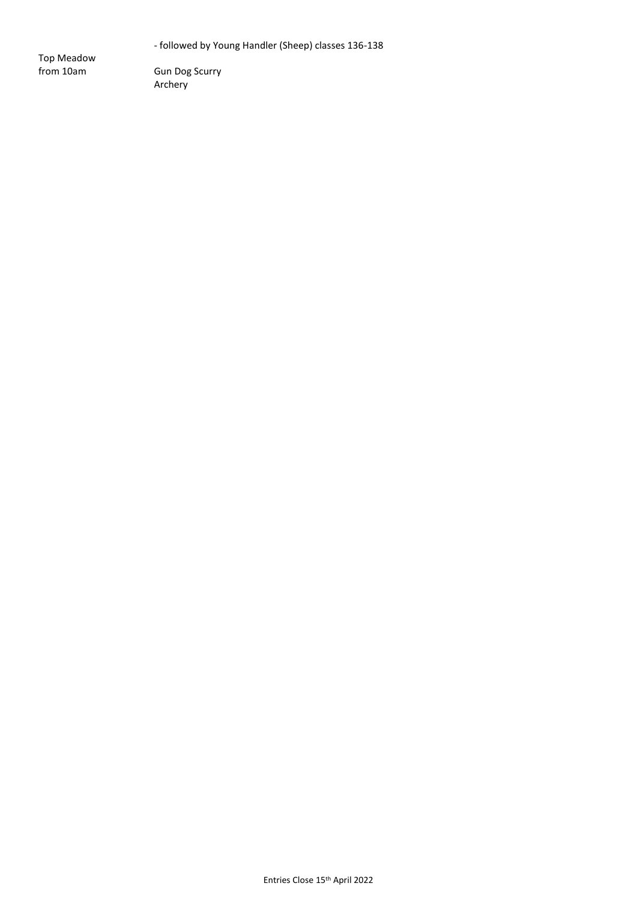- followed by Young Handler (Sheep) classes 136-138

| | |
|---|---|
| Top Meadow from 10am | Gun Dog Scurry<br>Archery |

Entries Close 15th April 2022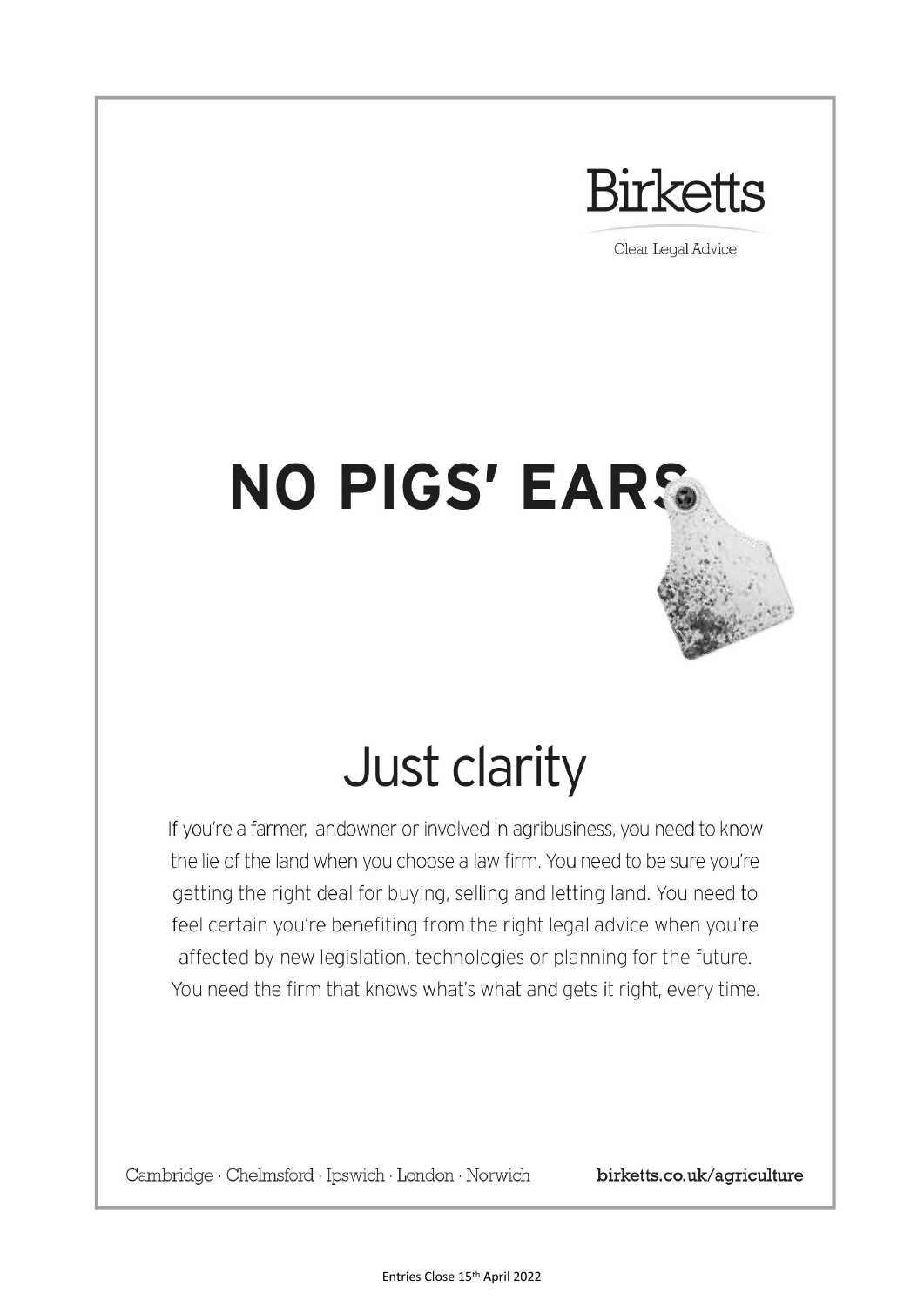Birketts

Clear Legal Advice

# NO PIGS' EARS

## Just clarity

If you're a farmer, landowner or involved in agribusiness, you need to know the lie of the land when you choose a law firm. You need to be sure you're getting the right deal for buying, selling and letting land. You need to feel certain you're benefiting from the right legal advice when you're affected by new legislation, technologies or planning for the future. You need the firm that knows what's what and gets it right, every time.

Cambridge · Chelmsford · Ipswich · London · Norwich

**birketts.co.uk/agriculture**

Entries Close 15th April 2022